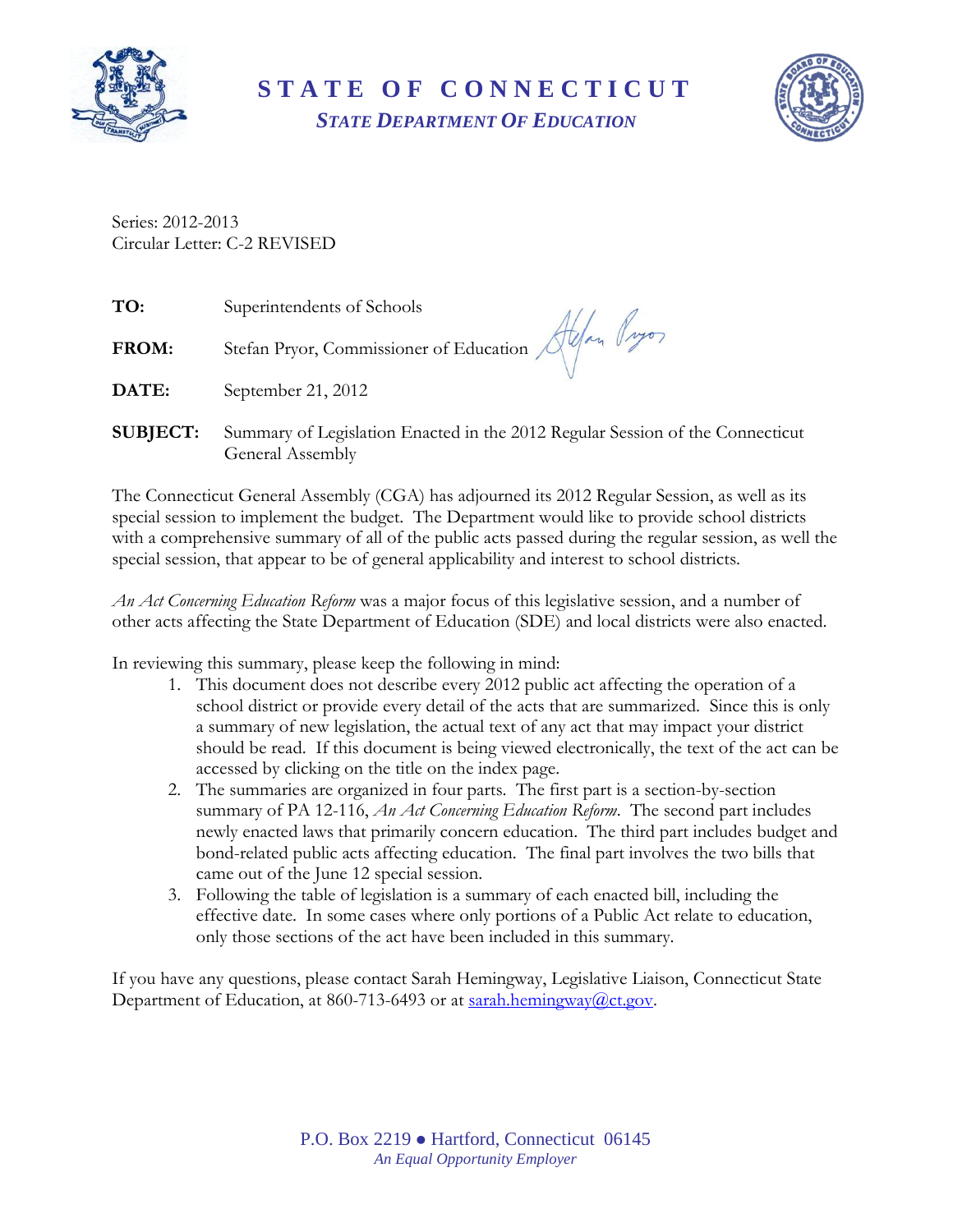# STATE OF CONNECTICUT

## *STATE DEPARTMENT OF EDUCATION*

Series: 2012-2013
Circular Letter: C-2 REVISED

**TO:** Superintendents of Schools

**FROM:** Stefan Pryor, Commissioner of Education

**DATE:** September 21, 2012

**SUBJECT:** Summary of Legislation Enacted in the 2012 Regular Session of the Connecticut General Assembly

The Connecticut General Assembly (CGA) has adjourned its 2012 Regular Session, as well as its special session to implement the budget. The Department would like to provide school districts with a comprehensive summary of all of the public acts passed during the regular session, as well the special session, that appear to be of general applicability and interest to school districts.

*An Act Concerning Education Reform* was a major focus of this legislative session, and a number of other acts affecting the State Department of Education (SDE) and local districts were also enacted.

In reviewing this summary, please keep the following in mind:

1. This document does not describe every 2012 public act affecting the operation of a school district or provide every detail of the acts that are summarized. Since this is only a summary of new legislation, the actual text of any act that may impact your district should be read. If this document is being viewed electronically, the text of the act can be accessed by clicking on the title on the index page.
2. The summaries are organized in four parts. The first part is a section-by-section summary of PA 12-116, *An Act Concerning Education Reform*. The second part includes newly enacted laws that primarily concern education. The third part includes budget and bond-related public acts affecting education. The final part involves the two bills that came out of the June 12 special session.
3. Following the table of legislation is a summary of each enacted bill, including the effective date. In some cases where only portions of a Public Act relate to education, only those sections of the act have been included in this summary.

If you have any questions, please contact Sarah Hemingway, Legislative Liaison, Connecticut State Department of Education, at 860-713-6493 or at sarah.hemingway@ct.gov.

P.O. Box 2219 ● Hartford, Connecticut 06145
*An Equal Opportunity Employer*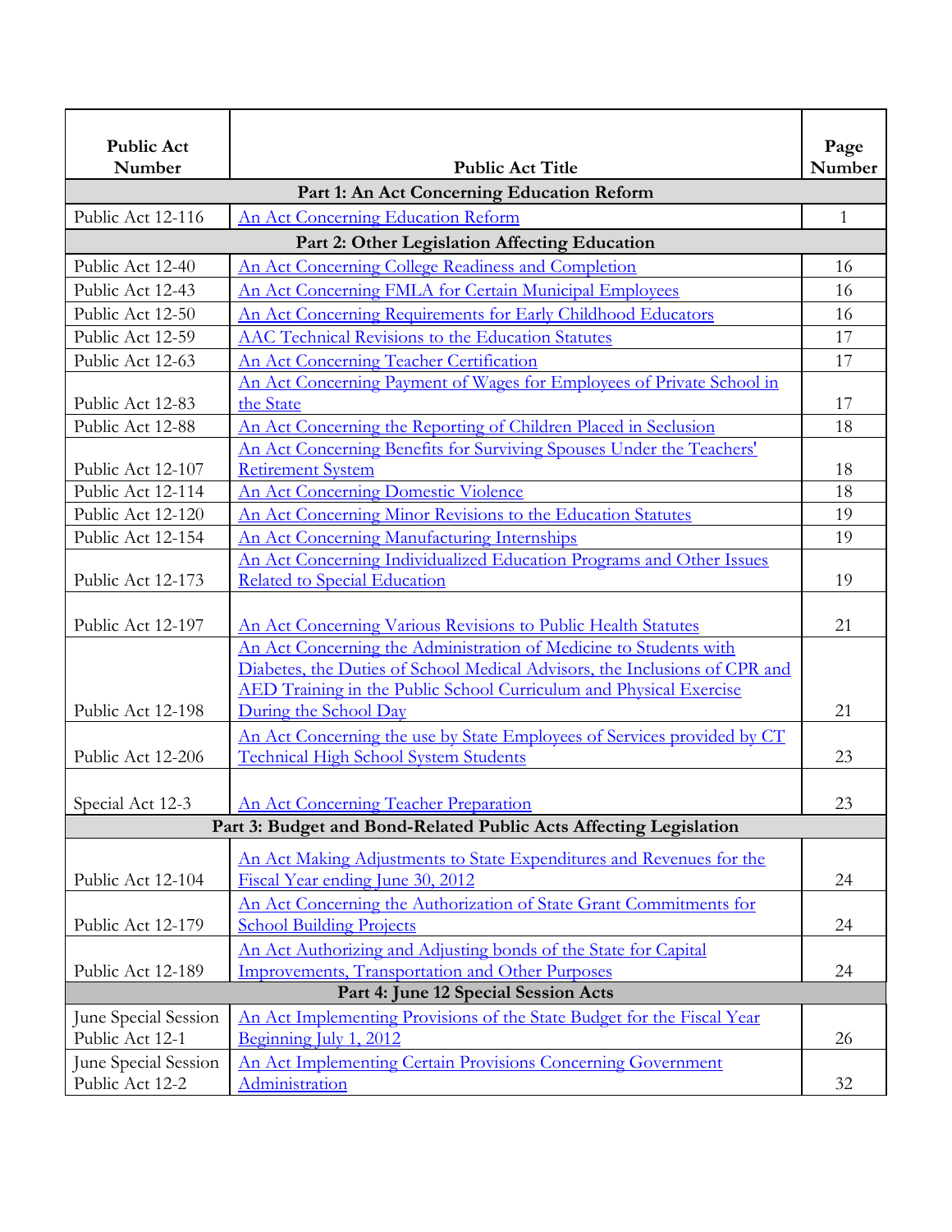| Public Act Number | Public Act Title | Page Number |
|---|---|---|
| **Part 1: An Act Concerning Education Reform** | | |
| Public Act 12-116 | An Act Concerning Education Reform | 1 |
| **Part 2: Other Legislation Affecting Education** | | |
| Public Act 12-40 | An Act Concerning College Readiness and Completion | 16 |
| Public Act 12-43 | An Act Concerning FMLA for Certain Municipal Employees | 16 |
| Public Act 12-50 | An Act Concerning Requirements for Early Childhood Educators | 16 |
| Public Act 12-59 | AAC Technical Revisions to the Education Statutes | 17 |
| Public Act 12-63 | An Act Concerning Teacher Certification | 17 |
| Public Act 12-83 | An Act Concerning Payment of Wages for Employees of Private School in the State | 17 |
| Public Act 12-88 | An Act Concerning the Reporting of Children Placed in Seclusion | 18 |
| Public Act 12-107 | An Act Concerning Benefits for Surviving Spouses Under the Teachers' Retirement System | 18 |
| Public Act 12-114 | An Act Concerning Domestic Violence | 18 |
| Public Act 12-120 | An Act Concerning Minor Revisions to the Education Statutes | 19 |
| Public Act 12-154 | An Act Concerning Manufacturing Internships | 19 |
| Public Act 12-173 | An Act Concerning Individualized Education Programs and Other Issues Related to Special Education | 19 |
| Public Act 12-197 | An Act Concerning Various Revisions to Public Health Statutes | 21 |
| Public Act 12-198 | An Act Concerning the Administration of Medicine to Students with Diabetes, the Duties of School Medical Advisors, the Inclusions of CPR and AED Training in the Public School Curriculum and Physical Exercise During the School Day | 21 |
| Public Act 12-206 | An Act Concerning the use by State Employees of Services provided by CT Technical High School System Students | 23 |
| Special Act 12-3 | An Act Concerning Teacher Preparation | 23 |
| **Part 3: Budget and Bond-Related Public Acts Affecting Legislation** | | |
| Public Act 12-104 | An Act Making Adjustments to State Expenditures and Revenues for the Fiscal Year ending June 30, 2012 | 24 |
| Public Act 12-179 | An Act Concerning the Authorization of State Grant Commitments for School Building Projects | 24 |
| Public Act 12-189 | An Act Authorizing and Adjusting bonds of the State for Capital Improvements, Transportation and Other Purposes | 24 |
| **Part 4: June 12 Special Session Acts** | | |
| June Special Session Public Act 12-1 | An Act Implementing Provisions of the State Budget for the Fiscal Year Beginning July 1, 2012 | 26 |
| June Special Session Public Act 12-2 | An Act Implementing Certain Provisions Concerning Government Administration | 32 |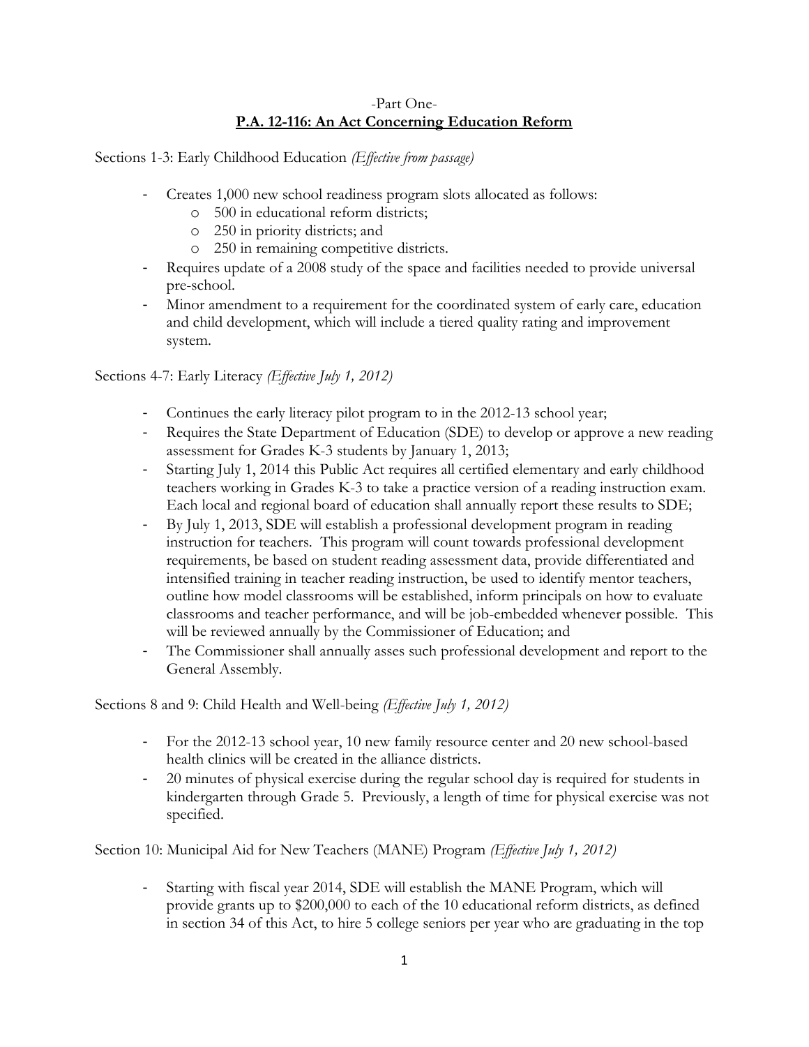-Part One-

## P.A. 12-116: An Act Concerning Education Reform

Sections 1-3: Early Childhood Education *(Effective from passage)*

- Creates 1,000 new school readiness program slots allocated as follows:
  - 500 in educational reform districts;
  - 250 in priority districts; and
  - 250 in remaining competitive districts.
- Requires update of a 2008 study of the space and facilities needed to provide universal pre-school.
- Minor amendment to a requirement for the coordinated system of early care, education and child development, which will include a tiered quality rating and improvement system.

Sections 4-7: Early Literacy *(Effective July 1, 2012)*

- Continues the early literacy pilot program to in the 2012-13 school year;
- Requires the State Department of Education (SDE) to develop or approve a new reading assessment for Grades K-3 students by January 1, 2013;
- Starting July 1, 2014 this Public Act requires all certified elementary and early childhood teachers working in Grades K-3 to take a practice version of a reading instruction exam. Each local and regional board of education shall annually report these results to SDE;
- By July 1, 2013, SDE will establish a professional development program in reading instruction for teachers. This program will count towards professional development requirements, be based on student reading assessment data, provide differentiated and intensified training in teacher reading instruction, be used to identify mentor teachers, outline how model classrooms will be established, inform principals on how to evaluate classrooms and teacher performance, and will be job-embedded whenever possible. This will be reviewed annually by the Commissioner of Education; and
- The Commissioner shall annually asses such professional development and report to the General Assembly.

Sections 8 and 9: Child Health and Well-being *(Effective July 1, 2012)*

- For the 2012-13 school year, 10 new family resource center and 20 new school-based health clinics will be created in the alliance districts.
- 20 minutes of physical exercise during the regular school day is required for students in kindergarten through Grade 5. Previously, a length of time for physical exercise was not specified.

Section 10: Municipal Aid for New Teachers (MANE) Program *(Effective July 1, 2012)*

- Starting with fiscal year 2014, SDE will establish the MANE Program, which will provide grants up to $200,000 to each of the 10 educational reform districts, as defined in section 34 of this Act, to hire 5 college seniors per year who are graduating in the top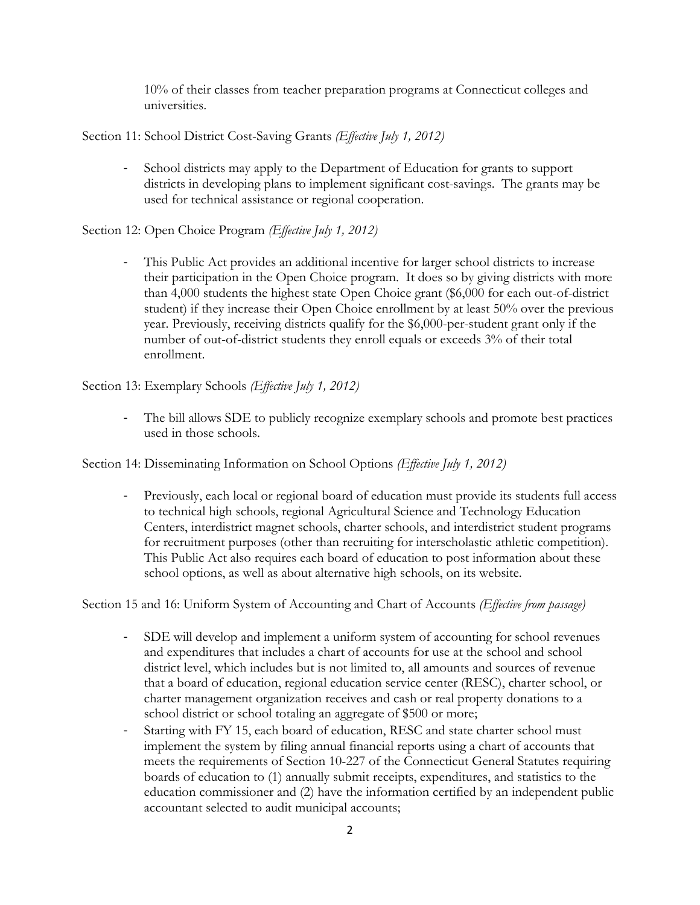10% of their classes from teacher preparation programs at Connecticut colleges and universities.

Section 11: School District Cost-Saving Grants *(Effective July 1, 2012)*

- School districts may apply to the Department of Education for grants to support districts in developing plans to implement significant cost-savings. The grants may be used for technical assistance or regional cooperation.

Section 12: Open Choice Program *(Effective July 1, 2012)*

- This Public Act provides an additional incentive for larger school districts to increase their participation in the Open Choice program. It does so by giving districts with more than 4,000 students the highest state Open Choice grant ($6,000 for each out-of-district student) if they increase their Open Choice enrollment by at least 50% over the previous year. Previously, receiving districts qualify for the $6,000-per-student grant only if the number of out-of-district students they enroll equals or exceeds 3% of their total enrollment.

Section 13: Exemplary Schools *(Effective July 1, 2012)*

- The bill allows SDE to publicly recognize exemplary schools and promote best practices used in those schools.

Section 14: Disseminating Information on School Options *(Effective July 1, 2012)*

- Previously, each local or regional board of education must provide its students full access to technical high schools, regional Agricultural Science and Technology Education Centers, interdistrict magnet schools, charter schools, and interdistrict student programs for recruitment purposes (other than recruiting for interscholastic athletic competition). This Public Act also requires each board of education to post information about these school options, as well as about alternative high schools, on its website.

Section 15 and 16: Uniform System of Accounting and Chart of Accounts *(Effective from passage)*

- SDE will develop and implement a uniform system of accounting for school revenues and expenditures that includes a chart of accounts for use at the school and school district level, which includes but is not limited to, all amounts and sources of revenue that a board of education, regional education service center (RESC), charter school, or charter management organization receives and cash or real property donations to a school district or school totaling an aggregate of $500 or more;
- Starting with FY 15, each board of education, RESC and state charter school must implement the system by filing annual financial reports using a chart of accounts that meets the requirements of Section 10-227 of the Connecticut General Statutes requiring boards of education to (1) annually submit receipts, expenditures, and statistics to the education commissioner and (2) have the information certified by an independent public accountant selected to audit municipal accounts;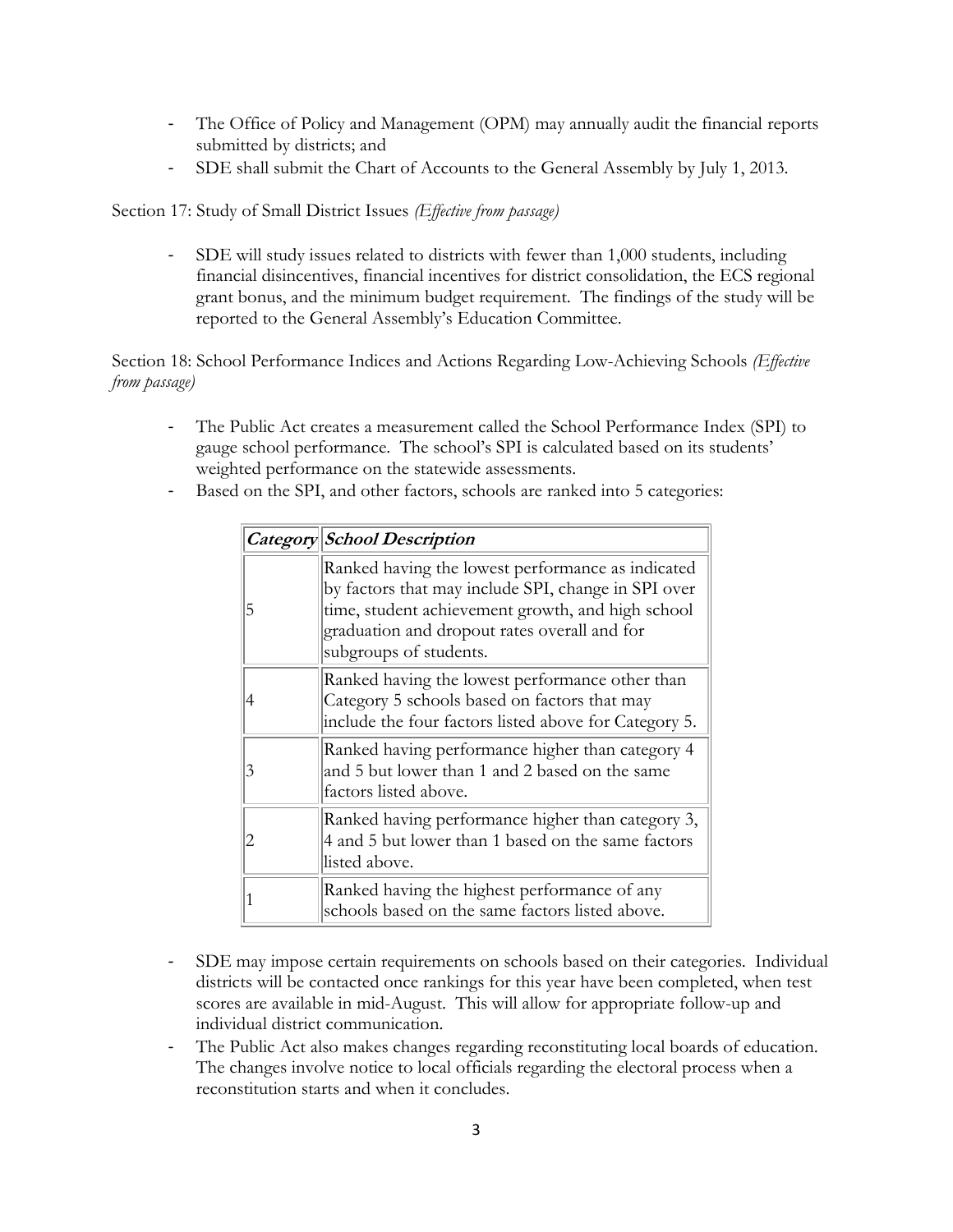- The Office of Policy and Management (OPM) may annually audit the financial reports submitted by districts; and
- SDE shall submit the Chart of Accounts to the General Assembly by July 1, 2013.

Section 17: Study of Small District Issues *(Effective from passage)*

- SDE will study issues related to districts with fewer than 1,000 students, including financial disincentives, financial incentives for district consolidation, the ECS regional grant bonus, and the minimum budget requirement. The findings of the study will be reported to the General Assembly's Education Committee.

Section 18: School Performance Indices and Actions Regarding Low-Achieving Schools *(Effective from passage)*

- The Public Act creates a measurement called the School Performance Index (SPI) to gauge school performance. The school's SPI is calculated based on its students' weighted performance on the statewide assessments.
- Based on the SPI, and other factors, schools are ranked into 5 categories:

| ***Category*** | ***School Description*** |
|---|---|
| 5 | Ranked having the lowest performance as indicated by factors that may include SPI, change in SPI over time, student achievement growth, and high school graduation and dropout rates overall and for subgroups of students. |
| 4 | Ranked having the lowest performance other than Category 5 schools based on factors that may include the four factors listed above for Category 5. |
| 3 | Ranked having performance higher than category 4 and 5 but lower than 1 and 2 based on the same factors listed above. |
| 2 | Ranked having performance higher than category 3, 4 and 5 but lower than 1 based on the same factors listed above. |
| 1 | Ranked having the highest performance of any schools based on the same factors listed above. |

- SDE may impose certain requirements on schools based on their categories. Individual districts will be contacted once rankings for this year have been completed, when test scores are available in mid-August. This will allow for appropriate follow-up and individual district communication.
- The Public Act also makes changes regarding reconstituting local boards of education. The changes involve notice to local officials regarding the electoral process when a reconstitution starts and when it concludes.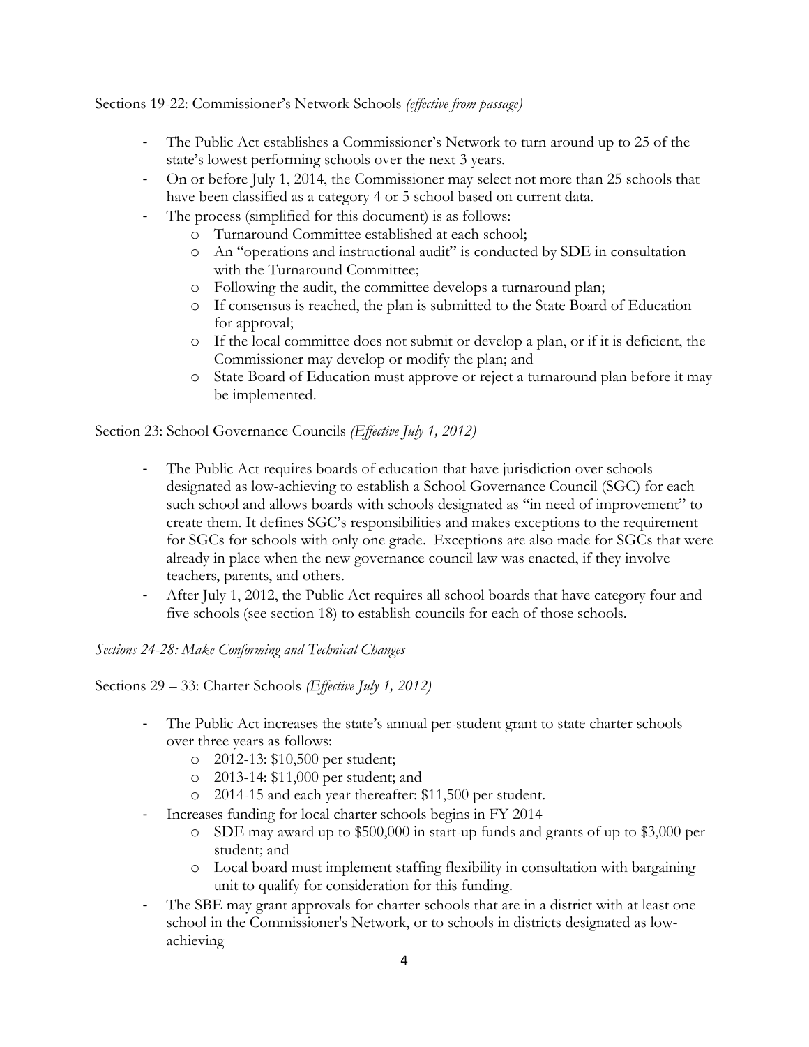Sections 19-22: Commissioner's Network Schools *(effective from passage)*

- The Public Act establishes a Commissioner's Network to turn around up to 25 of the state's lowest performing schools over the next 3 years.
- On or before July 1, 2014, the Commissioner may select not more than 25 schools that have been classified as a category 4 or 5 school based on current data.
- The process (simplified for this document) is as follows:
  - Turnaround Committee established at each school;
  - An "operations and instructional audit" is conducted by SDE in consultation with the Turnaround Committee;
  - Following the audit, the committee develops a turnaround plan;
  - If consensus is reached, the plan is submitted to the State Board of Education for approval;
  - If the local committee does not submit or develop a plan, or if it is deficient, the Commissioner may develop or modify the plan; and
  - State Board of Education must approve or reject a turnaround plan before it may be implemented.

Section 23: School Governance Councils *(Effective July 1, 2012)*

- The Public Act requires boards of education that have jurisdiction over schools designated as low-achieving to establish a School Governance Council (SGC) for each such school and allows boards with schools designated as "in need of improvement" to create them. It defines SGC's responsibilities and makes exceptions to the requirement for SGCs for schools with only one grade. Exceptions are also made for SGCs that were already in place when the new governance council law was enacted, if they involve teachers, parents, and others.
- After July 1, 2012, the Public Act requires all school boards that have category four and five schools (see section 18) to establish councils for each of those schools.

*Sections 24-28: Make Conforming and Technical Changes*

Sections 29 – 33: Charter Schools *(Effective July 1, 2012)*

- The Public Act increases the state's annual per-student grant to state charter schools over three years as follows:
  - 2012-13: $10,500 per student;
  - 2013-14: $11,000 per student; and
  - 2014-15 and each year thereafter: $11,500 per student.
- Increases funding for local charter schools begins in FY 2014
  - SDE may award up to $500,000 in start-up funds and grants of up to $3,000 per student; and
  - Local board must implement staffing flexibility in consultation with bargaining unit to qualify for consideration for this funding.
- The SBE may grant approvals for charter schools that are in a district with at least one school in the Commissioner's Network, or to schools in districts designated as low-achieving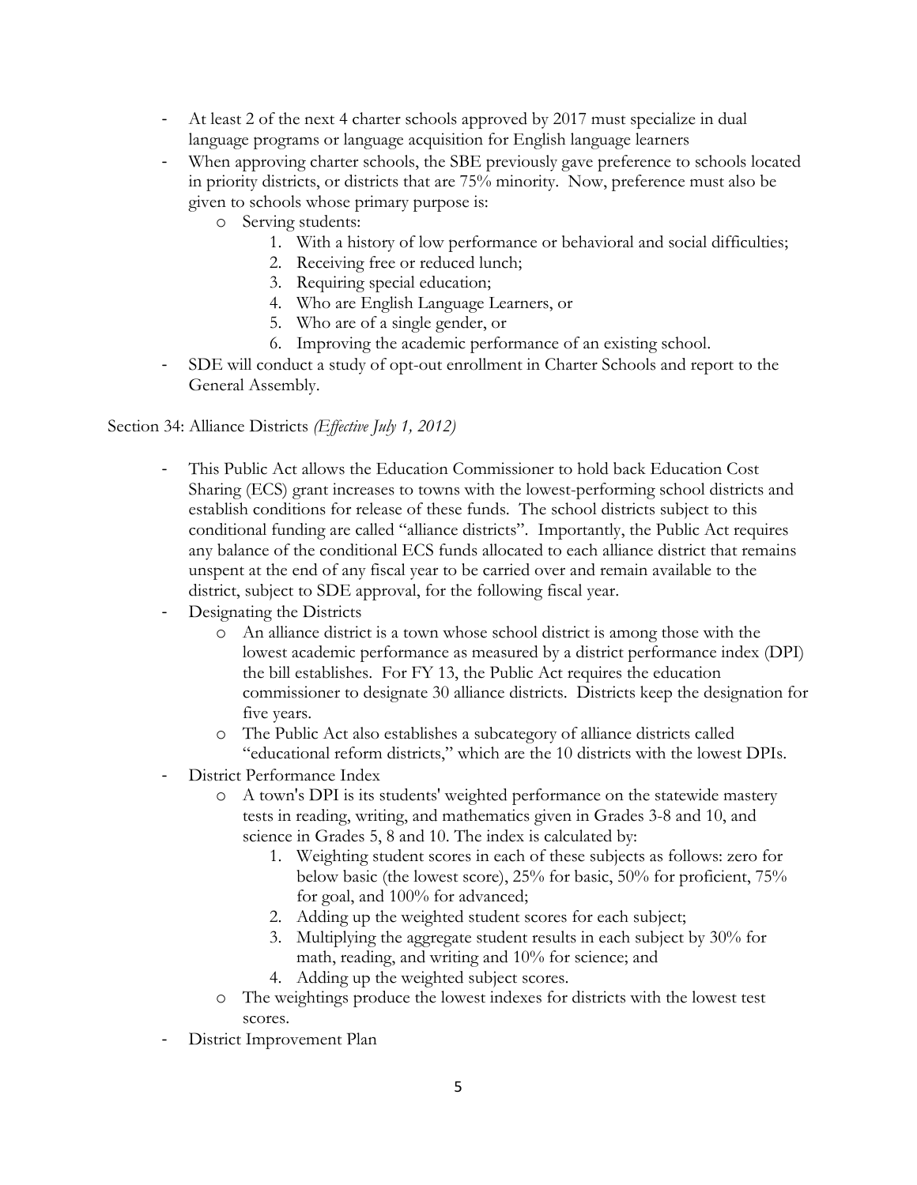- At least 2 of the next 4 charter schools approved by 2017 must specialize in dual language programs or language acquisition for English language learners
- When approving charter schools, the SBE previously gave preference to schools located in priority districts, or districts that are 75% minority. Now, preference must also be given to schools whose primary purpose is:
  - Serving students:
    1. With a history of low performance or behavioral and social difficulties;
    2. Receiving free or reduced lunch;
    3. Requiring special education;
    4. Who are English Language Learners, or
    5. Who are of a single gender, or
    6. Improving the academic performance of an existing school.
- SDE will conduct a study of opt-out enrollment in Charter Schools and report to the General Assembly.

Section 34: Alliance Districts *(Effective July 1, 2012)*

- This Public Act allows the Education Commissioner to hold back Education Cost Sharing (ECS) grant increases to towns with the lowest-performing school districts and establish conditions for release of these funds. The school districts subject to this conditional funding are called "alliance districts". Importantly, the Public Act requires any balance of the conditional ECS funds allocated to each alliance district that remains unspent at the end of any fiscal year to be carried over and remain available to the district, subject to SDE approval, for the following fiscal year.
- Designating the Districts
  - An alliance district is a town whose school district is among those with the lowest academic performance as measured by a district performance index (DPI) the bill establishes. For FY 13, the Public Act requires the education commissioner to designate 30 alliance districts. Districts keep the designation for five years.
  - The Public Act also establishes a subcategory of alliance districts called "educational reform districts," which are the 10 districts with the lowest DPIs.
- District Performance Index
  - A town's DPI is its students' weighted performance on the statewide mastery tests in reading, writing, and mathematics given in Grades 3-8 and 10, and science in Grades 5, 8 and 10. The index is calculated by:
    1. Weighting student scores in each of these subjects as follows: zero for below basic (the lowest score), 25% for basic, 50% for proficient, 75% for goal, and 100% for advanced;
    2. Adding up the weighted student scores for each subject;
    3. Multiplying the aggregate student results in each subject by 30% for math, reading, and writing and 10% for science; and
    4. Adding up the weighted subject scores.
  - The weightings produce the lowest indexes for districts with the lowest test scores.
- District Improvement Plan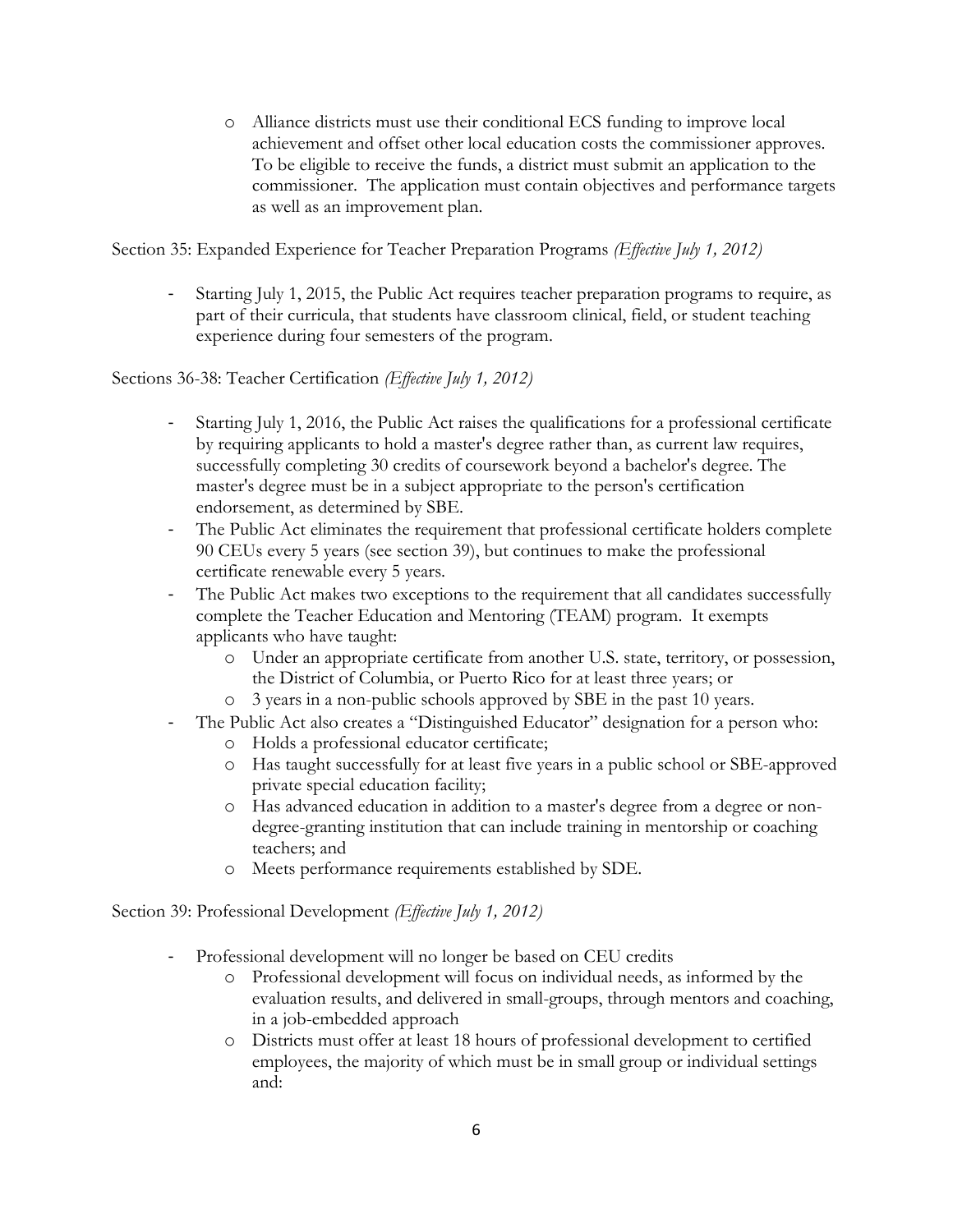- Alliance districts must use their conditional ECS funding to improve local achievement and offset other local education costs the commissioner approves. To be eligible to receive the funds, a district must submit an application to the commissioner. The application must contain objectives and performance targets as well as an improvement plan.

Section 35: Expanded Experience for Teacher Preparation Programs *(Effective July 1, 2012)*

- Starting July 1, 2015, the Public Act requires teacher preparation programs to require, as part of their curricula, that students have classroom clinical, field, or student teaching experience during four semesters of the program.

Sections 36-38: Teacher Certification *(Effective July 1, 2012)*

- Starting July 1, 2016, the Public Act raises the qualifications for a professional certificate by requiring applicants to hold a master's degree rather than, as current law requires, successfully completing 30 credits of coursework beyond a bachelor's degree. The master's degree must be in a subject appropriate to the person's certification endorsement, as determined by SBE.
- The Public Act eliminates the requirement that professional certificate holders complete 90 CEUs every 5 years (see section 39), but continues to make the professional certificate renewable every 5 years.
- The Public Act makes two exceptions to the requirement that all candidates successfully complete the Teacher Education and Mentoring (TEAM) program. It exempts applicants who have taught:
  - Under an appropriate certificate from another U.S. state, territory, or possession, the District of Columbia, or Puerto Rico for at least three years; or
  - 3 years in a non-public schools approved by SBE in the past 10 years.
- The Public Act also creates a "Distinguished Educator" designation for a person who:
  - Holds a professional educator certificate;
  - Has taught successfully for at least five years in a public school or SBE-approved private special education facility;
  - Has advanced education in addition to a master's degree from a degree or non-degree-granting institution that can include training in mentorship or coaching teachers; and
  - Meets performance requirements established by SDE.

Section 39: Professional Development *(Effective July 1, 2012)*

- Professional development will no longer be based on CEU credits
  - Professional development will focus on individual needs, as informed by the evaluation results, and delivered in small-groups, through mentors and coaching, in a job-embedded approach
  - Districts must offer at least 18 hours of professional development to certified employees, the majority of which must be in small group or individual settings and: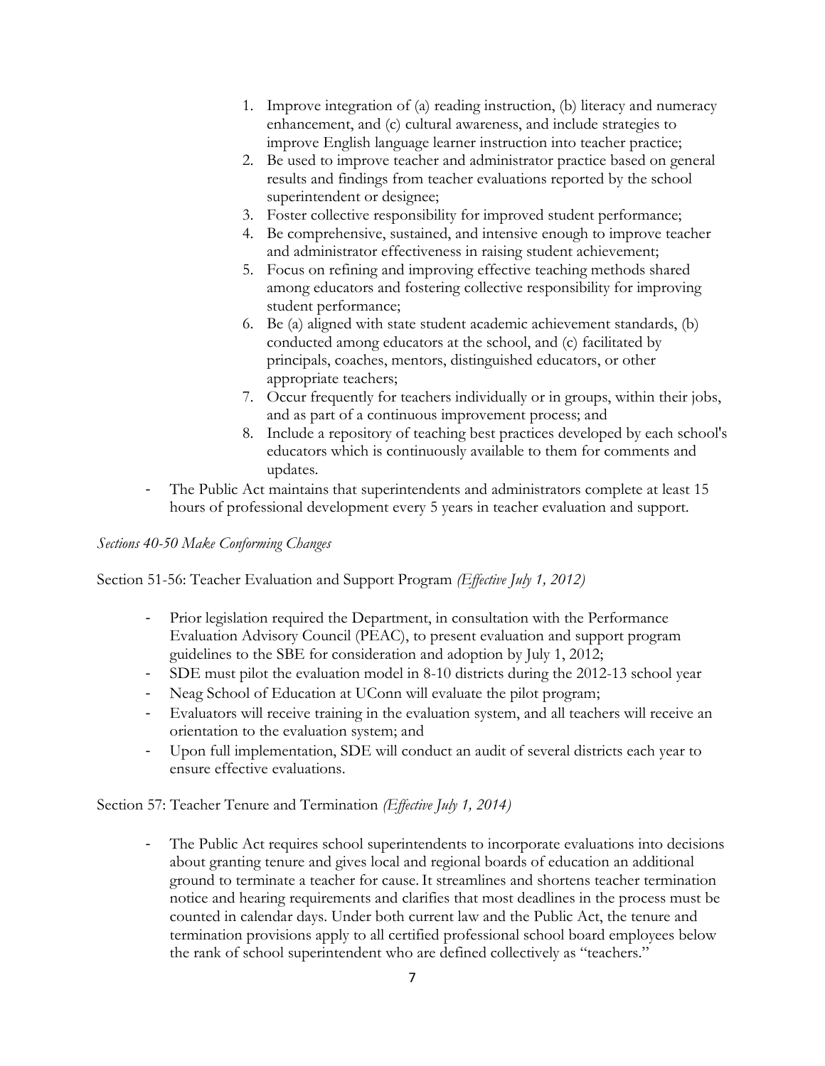1. Improve integration of (a) reading instruction, (b) literacy and numeracy enhancement, and (c) cultural awareness, and include strategies to improve English language learner instruction into teacher practice;
2. Be used to improve teacher and administrator practice based on general results and findings from teacher evaluations reported by the school superintendent or designee;
3. Foster collective responsibility for improved student performance;
4. Be comprehensive, sustained, and intensive enough to improve teacher and administrator effectiveness in raising student achievement;
5. Focus on refining and improving effective teaching methods shared among educators and fostering collective responsibility for improving student performance;
6. Be (a) aligned with state student academic achievement standards, (b) conducted among educators at the school, and (c) facilitated by principals, coaches, mentors, distinguished educators, or other appropriate teachers;
7. Occur frequently for teachers individually or in groups, within their jobs, and as part of a continuous improvement process; and
8. Include a repository of teaching best practices developed by each school's educators which is continuously available to them for comments and updates.

- The Public Act maintains that superintendents and administrators complete at least 15 hours of professional development every 5 years in teacher evaluation and support.

*Sections 40-50 Make Conforming Changes*

Section 51-56: Teacher Evaluation and Support Program *(Effective July 1, 2012)*

- Prior legislation required the Department, in consultation with the Performance Evaluation Advisory Council (PEAC), to present evaluation and support program guidelines to the SBE for consideration and adoption by July 1, 2012;
- SDE must pilot the evaluation model in 8-10 districts during the 2012-13 school year
- Neag School of Education at UConn will evaluate the pilot program;
- Evaluators will receive training in the evaluation system, and all teachers will receive an orientation to the evaluation system; and
- Upon full implementation, SDE will conduct an audit of several districts each year to ensure effective evaluations.

Section 57: Teacher Tenure and Termination *(Effective July 1, 2014)*

- The Public Act requires school superintendents to incorporate evaluations into decisions about granting tenure and gives local and regional boards of education an additional ground to terminate a teacher for cause. It streamlines and shortens teacher termination notice and hearing requirements and clarifies that most deadlines in the process must be counted in calendar days. Under both current law and the Public Act, the tenure and termination provisions apply to all certified professional school board employees below the rank of school superintendent who are defined collectively as "teachers."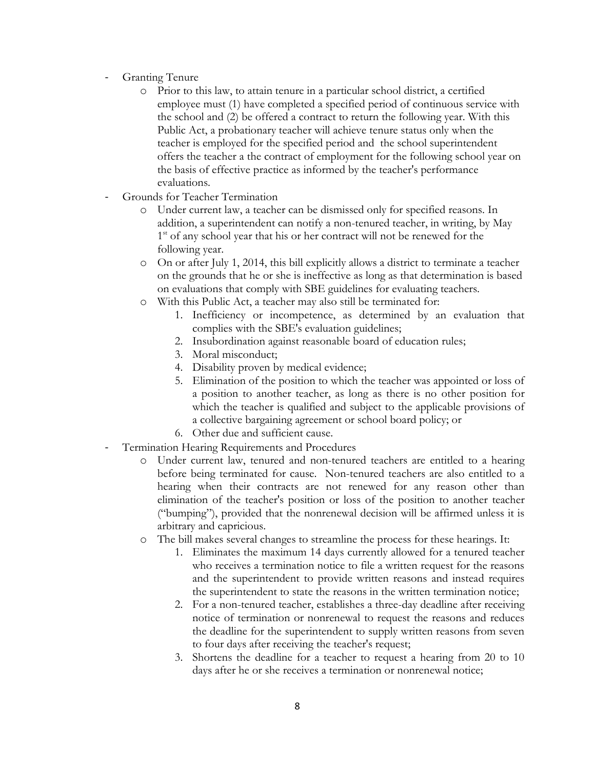- Granting Tenure
  - Prior to this law, to attain tenure in a particular school district, a certified employee must (1) have completed a specified period of continuous service with the school and (2) be offered a contract to return the following year. With this Public Act, a probationary teacher will achieve tenure status only when the teacher is employed for the specified period and the school superintendent offers the teacher a the contract of employment for the following school year on the basis of effective practice as informed by the teacher's performance evaluations.
- Grounds for Teacher Termination
  - Under current law, a teacher can be dismissed only for specified reasons. In addition, a superintendent can notify a non-tenured teacher, in writing, by May 1st of any school year that his or her contract will not be renewed for the following year.
  - On or after July 1, 2014, this bill explicitly allows a district to terminate a teacher on the grounds that he or she is ineffective as long as that determination is based on evaluations that comply with SBE guidelines for evaluating teachers.
  - With this Public Act, a teacher may also still be terminated for:
    1. Inefficiency or incompetence, as determined by an evaluation that complies with the SBE's evaluation guidelines;
    2. Insubordination against reasonable board of education rules;
    3. Moral misconduct;
    4. Disability proven by medical evidence;
    5. Elimination of the position to which the teacher was appointed or loss of a position to another teacher, as long as there is no other position for which the teacher is qualified and subject to the applicable provisions of a collective bargaining agreement or school board policy; or
    6. Other due and sufficient cause.
- Termination Hearing Requirements and Procedures
  - Under current law, tenured and non-tenured teachers are entitled to a hearing before being terminated for cause. Non-tenured teachers are also entitled to a hearing when their contracts are not renewed for any reason other than elimination of the teacher's position or loss of the position to another teacher ("bumping"), provided that the nonrenewal decision will be affirmed unless it is arbitrary and capricious.
  - The bill makes several changes to streamline the process for these hearings. It:
    1. Eliminates the maximum 14 days currently allowed for a tenured teacher who receives a termination notice to file a written request for the reasons and the superintendent to provide written reasons and instead requires the superintendent to state the reasons in the written termination notice;
    2. For a non-tenured teacher, establishes a three-day deadline after receiving notice of termination or nonrenewal to request the reasons and reduces the deadline for the superintendent to supply written reasons from seven to four days after receiving the teacher's request;
    3. Shortens the deadline for a teacher to request a hearing from 20 to 10 days after he or she receives a termination or nonrenewal notice;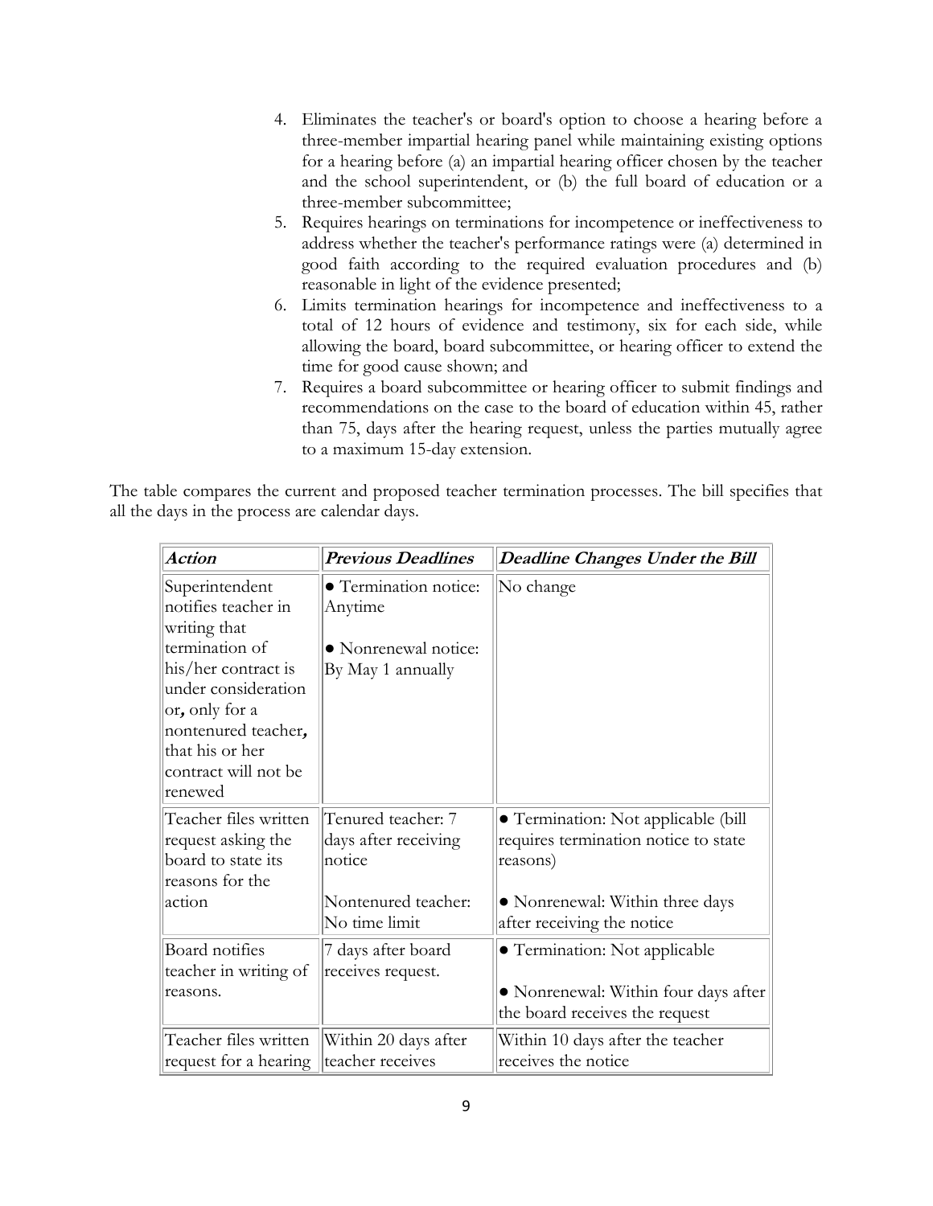4. Eliminates the teacher's or board's option to choose a hearing before a three-member impartial hearing panel while maintaining existing options for a hearing before (a) an impartial hearing officer chosen by the teacher and the school superintendent, or (b) the full board of education or a three-member subcommittee;
5. Requires hearings on terminations for incompetence or ineffectiveness to address whether the teacher's performance ratings were (a) determined in good faith according to the required evaluation procedures and (b) reasonable in light of the evidence presented;
6. Limits termination hearings for incompetence and ineffectiveness to a total of 12 hours of evidence and testimony, six for each side, while allowing the board, board subcommittee, or hearing officer to extend the time for good cause shown; and
7. Requires a board subcommittee or hearing officer to submit findings and recommendations on the case to the board of education within 45, rather than 75, days after the hearing request, unless the parties mutually agree to a maximum 15-day extension.

The table compares the current and proposed teacher termination processes. The bill specifies that all the days in the process are calendar days.

| *Action* | *Previous Deadlines* | *Deadline Changes Under the Bill* |
|---|---|---|
| Superintendent notifies teacher in writing that termination of his/her contract is under consideration or, only for a nontenured teacher, that his or her contract will not be renewed | • Termination notice: Anytime<br><br>• Nonrenewal notice: By May 1 annually | No change |
| Teacher files written request asking the board to state its reasons for the action | Tenured teacher: 7 days after receiving notice<br><br>Nontenured teacher: No time limit | • Termination: Not applicable (bill requires termination notice to state reasons)<br><br>• Nonrenewal: Within three days after receiving the notice |
| Board notifies teacher in writing of reasons. | 7 days after board receives request. | • Termination: Not applicable<br><br>• Nonrenewal: Within four days after the board receives the request |
| Teacher files written request for a hearing | Within 20 days after teacher receives | Within 10 days after the teacher receives the notice |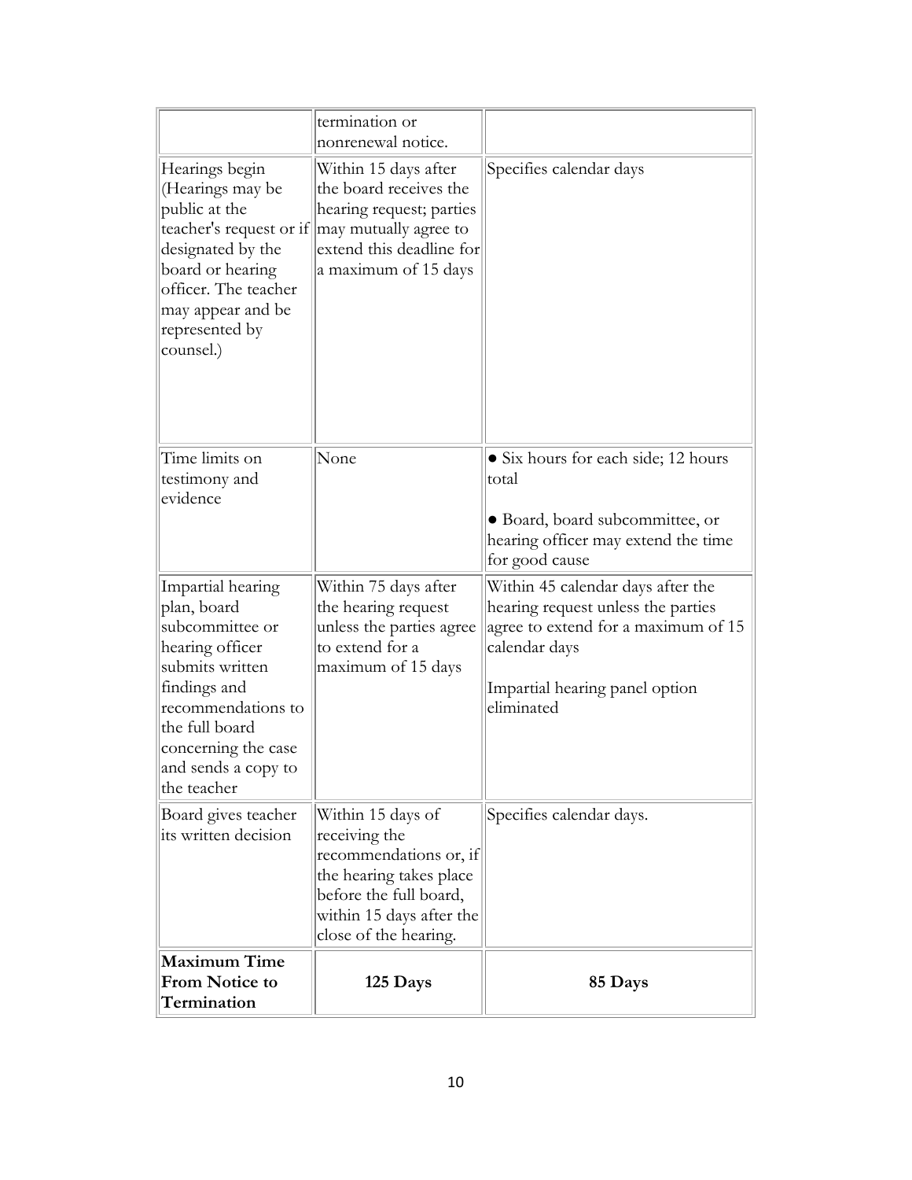| | termination or nonrenewal notice. | |
|---|---|---|
| Hearings begin (Hearings may be public at the teacher's request or if designated by the board or hearing officer. The teacher may appear and be represented by counsel.) | Within 15 days after the board receives the hearing request; parties may mutually agree to extend this deadline for a maximum of 15 days | Specifies calendar days |
| Time limits on testimony and evidence | None | • Six hours for each side; 12 hours total<br><br>• Board, board subcommittee, or hearing officer may extend the time for good cause |
| Impartial hearing plan, board subcommittee or hearing officer submits written findings and recommendations to the full board concerning the case and sends a copy to the teacher | Within 75 days after the hearing request unless the parties agree to extend for a maximum of 15 days | Within 45 calendar days after the hearing request unless the parties agree to extend for a maximum of 15 calendar days<br><br>Impartial hearing panel option eliminated |
| Board gives teacher its written decision | Within 15 days of receiving the recommendations or, if the hearing takes place before the full board, within 15 days after the close of the hearing. | Specifies calendar days. |
| **Maximum Time From Notice to Termination** | **125 Days** | **85 Days** |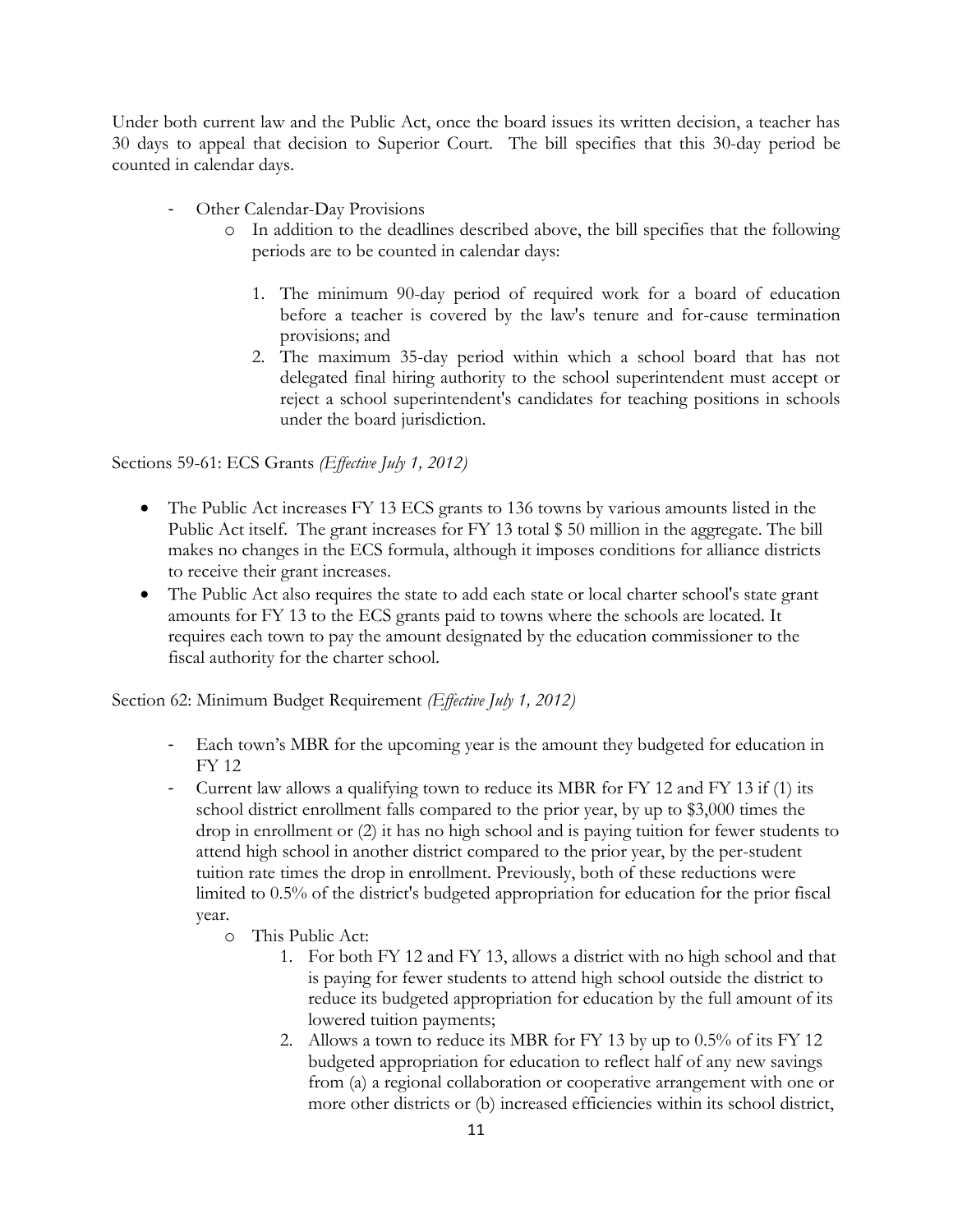Under both current law and the Public Act, once the board issues its written decision, a teacher has 30 days to appeal that decision to Superior Court. The bill specifies that this 30-day period be counted in calendar days.

- Other Calendar-Day Provisions
  - In addition to the deadlines described above, the bill specifies that the following periods are to be counted in calendar days:

    1. The minimum 90-day period of required work for a board of education before a teacher is covered by the law's tenure and for-cause termination provisions; and
    2. The maximum 35-day period within which a school board that has not delegated final hiring authority to the school superintendent must accept or reject a school superintendent's candidates for teaching positions in schools under the board jurisdiction.

Sections 59-61: ECS Grants *(Effective July 1, 2012)*

- The Public Act increases FY 13 ECS grants to 136 towns by various amounts listed in the Public Act itself. The grant increases for FY 13 total $ 50 million in the aggregate. The bill makes no changes in the ECS formula, although it imposes conditions for alliance districts to receive their grant increases.
- The Public Act also requires the state to add each state or local charter school's state grant amounts for FY 13 to the ECS grants paid to towns where the schools are located. It requires each town to pay the amount designated by the education commissioner to the fiscal authority for the charter school.

Section 62: Minimum Budget Requirement *(Effective July 1, 2012)*

- Each town's MBR for the upcoming year is the amount they budgeted for education in FY 12
- Current law allows a qualifying town to reduce its MBR for FY 12 and FY 13 if (1) its school district enrollment falls compared to the prior year, by up to $3,000 times the drop in enrollment or (2) it has no high school and is paying tuition for fewer students to attend high school in another district compared to the prior year, by the per-student tuition rate times the drop in enrollment. Previously, both of these reductions were limited to 0.5% of the district's budgeted appropriation for education for the prior fiscal year.
  - This Public Act:
    1. For both FY 12 and FY 13, allows a district with no high school and that is paying for fewer students to attend high school outside the district to reduce its budgeted appropriation for education by the full amount of its lowered tuition payments;
    2. Allows a town to reduce its MBR for FY 13 by up to 0.5% of its FY 12 budgeted appropriation for education to reflect half of any new savings from (a) a regional collaboration or cooperative arrangement with one or more other districts or (b) increased efficiencies within its school district,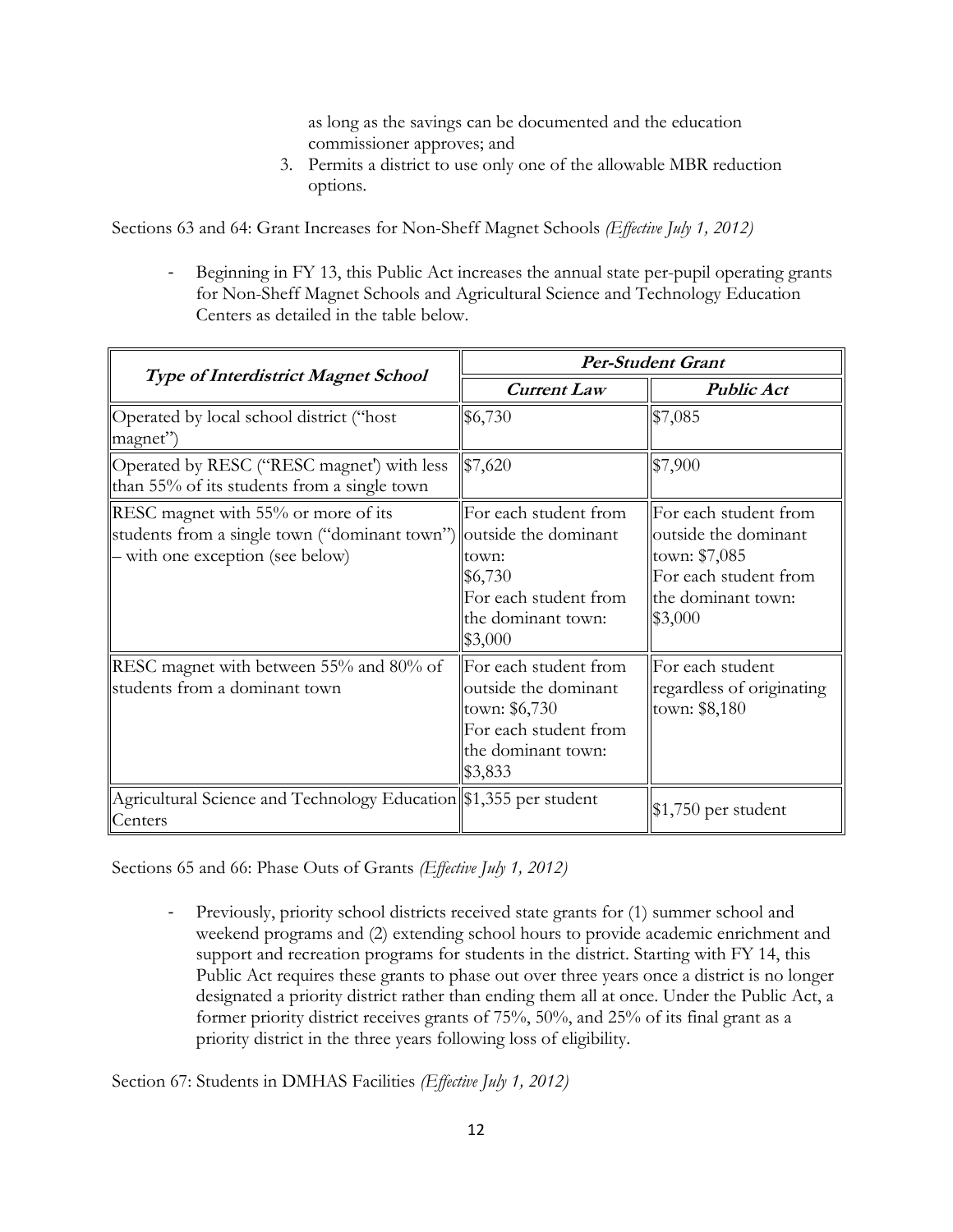as long as the savings can be documented and the education commissioner approves; and

3. Permits a district to use only one of the allowable MBR reduction options.

Sections 63 and 64: Grant Increases for Non-Sheff Magnet Schools *(Effective July 1, 2012)*

- Beginning in FY 13, this Public Act increases the annual state per-pupil operating grants for Non-Sheff Magnet Schools and Agricultural Science and Technology Education Centers as detailed in the table below.

| *Type of Interdistrict Magnet School* | *Per-Student Grant* | |
|---|---|---|
| | *Current Law* | *Public Act* |
| Operated by local school district ("host magnet") | \$6,730 | \$7,085 |
| Operated by RESC ("RESC magnet') with less than 55% of its students from a single town | \$7,620 | \$7,900 |
| RESC magnet with 55% or more of its students from a single town ("dominant town") – with one exception (see below) | For each student from outside the dominant town: \$6,730 For each student from the dominant town: \$3,000 | For each student from outside the dominant town: \$7,085 For each student from the dominant town: \$3,000 |
| RESC magnet with between 55% and 80% of students from a dominant town | For each student from outside the dominant town: \$6,730 For each student from the dominant town: \$3,833 | For each student regardless of originating town: \$8,180 |
| Agricultural Science and Technology Education Centers | \$1,355 per student | \$1,750 per student |

Sections 65 and 66: Phase Outs of Grants *(Effective July 1, 2012)*

- Previously, priority school districts received state grants for (1) summer school and weekend programs and (2) extending school hours to provide academic enrichment and support and recreation programs for students in the district. Starting with FY 14, this Public Act requires these grants to phase out over three years once a district is no longer designated a priority district rather than ending them all at once. Under the Public Act, a former priority district receives grants of 75%, 50%, and 25% of its final grant as a priority district in the three years following loss of eligibility.

Section 67: Students in DMHAS Facilities *(Effective July 1, 2012)*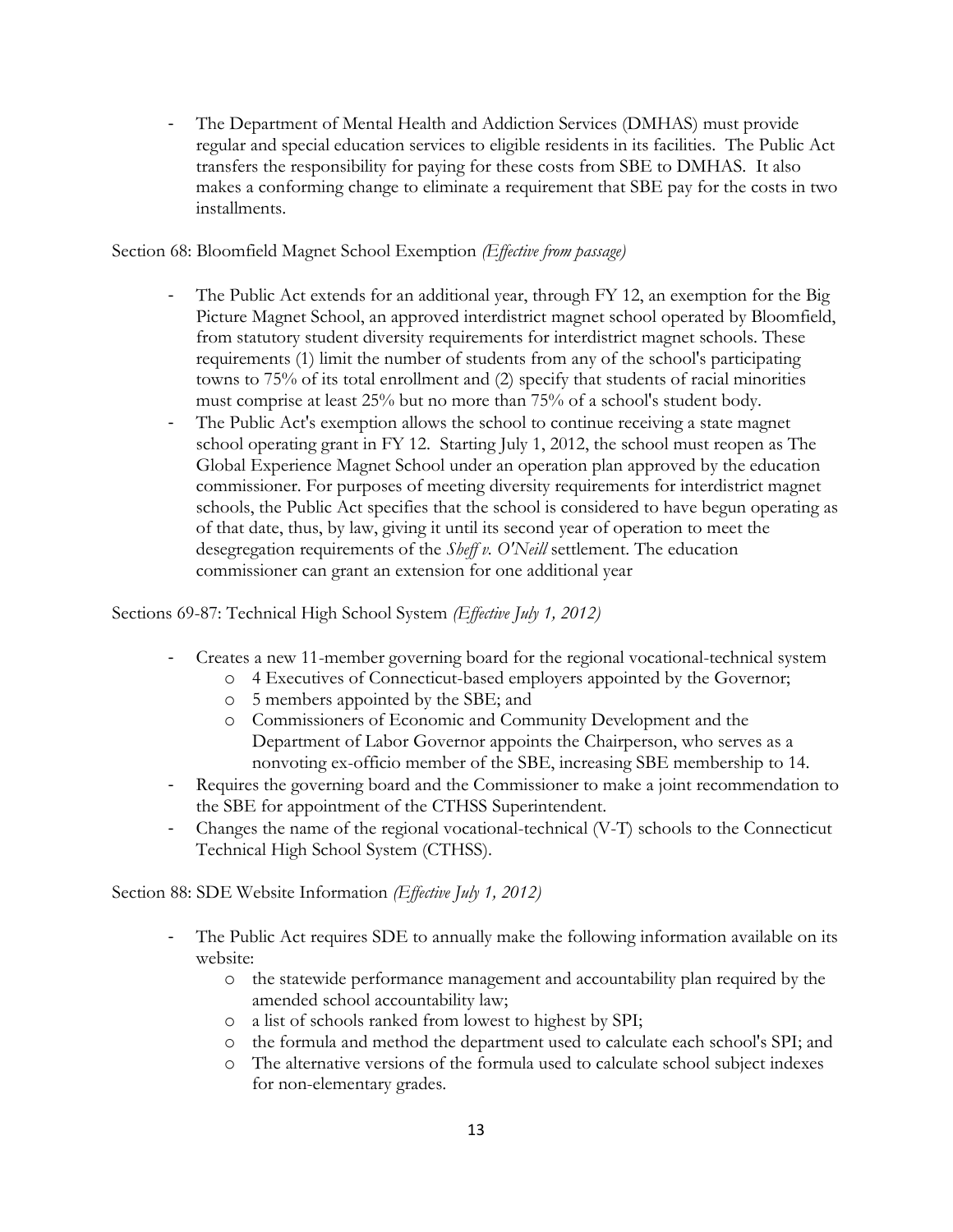- The Department of Mental Health and Addiction Services (DMHAS) must provide regular and special education services to eligible residents in its facilities. The Public Act transfers the responsibility for paying for these costs from SBE to DMHAS. It also makes a conforming change to eliminate a requirement that SBE pay for the costs in two installments.

Section 68: Bloomfield Magnet School Exemption *(Effective from passage)*

- The Public Act extends for an additional year, through FY 12, an exemption for the Big Picture Magnet School, an approved interdistrict magnet school operated by Bloomfield, from statutory student diversity requirements for interdistrict magnet schools. These requirements (1) limit the number of students from any of the school's participating towns to 75% of its total enrollment and (2) specify that students of racial minorities must comprise at least 25% but no more than 75% of a school's student body.
- The Public Act's exemption allows the school to continue receiving a state magnet school operating grant in FY 12. Starting July 1, 2012, the school must reopen as The Global Experience Magnet School under an operation plan approved by the education commissioner. For purposes of meeting diversity requirements for interdistrict magnet schools, the Public Act specifies that the school is considered to have begun operating as of that date, thus, by law, giving it until its second year of operation to meet the desegregation requirements of the *Sheff v. O'Neill* settlement. The education commissioner can grant an extension for one additional year

Sections 69-87: Technical High School System *(Effective July 1, 2012)*

- Creates a new 11-member governing board for the regional vocational-technical system
  - 4 Executives of Connecticut-based employers appointed by the Governor;
  - 5 members appointed by the SBE; and
  - Commissioners of Economic and Community Development and the Department of Labor Governor appoints the Chairperson, who serves as a nonvoting ex-officio member of the SBE, increasing SBE membership to 14.
- Requires the governing board and the Commissioner to make a joint recommendation to the SBE for appointment of the CTHSS Superintendent.
- Changes the name of the regional vocational-technical (V-T) schools to the Connecticut Technical High School System (CTHSS).

Section 88: SDE Website Information *(Effective July 1, 2012)*

- The Public Act requires SDE to annually make the following information available on its website:
  - the statewide performance management and accountability plan required by the amended school accountability law;
  - a list of schools ranked from lowest to highest by SPI;
  - the formula and method the department used to calculate each school's SPI; and
  - The alternative versions of the formula used to calculate school subject indexes for non-elementary grades.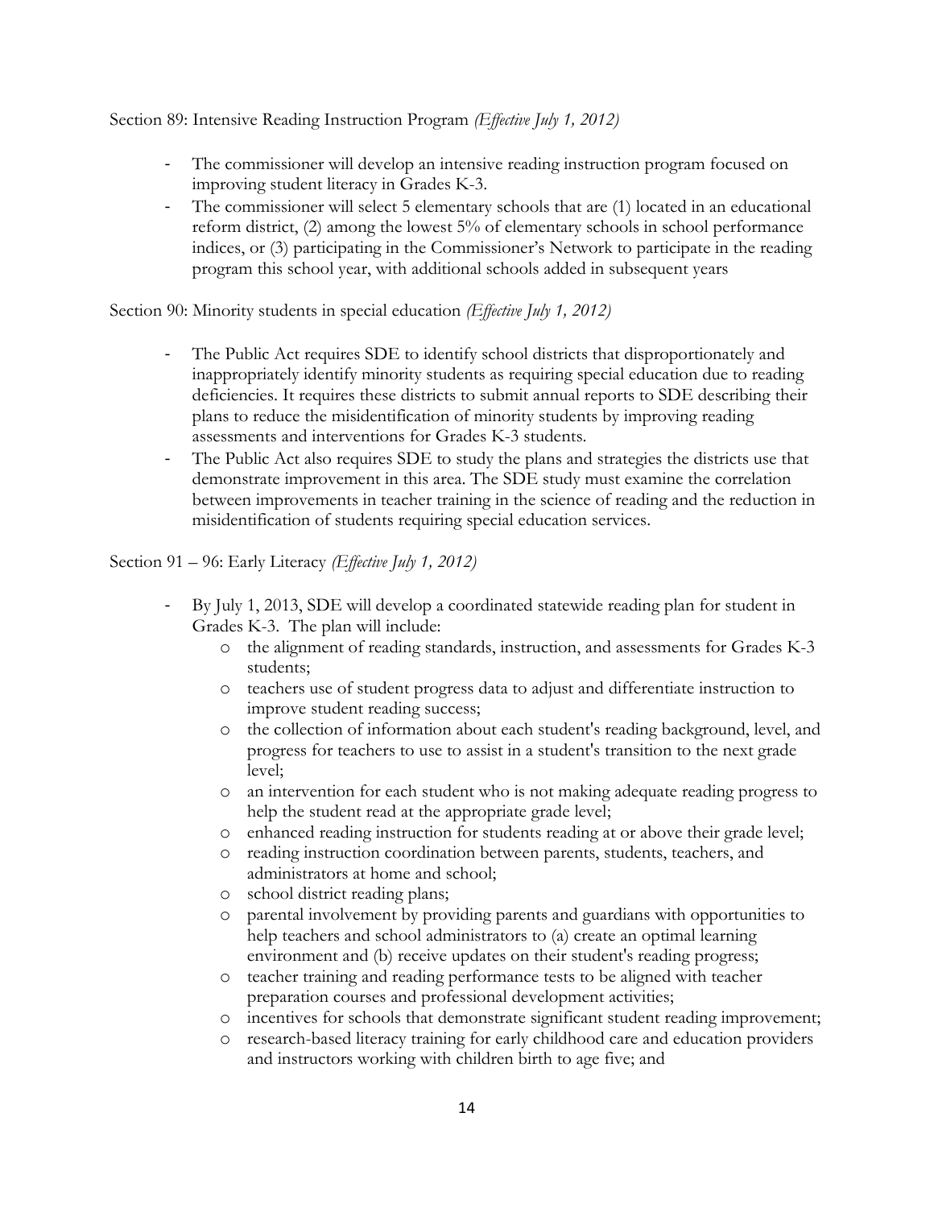Section 89: Intensive Reading Instruction Program *(Effective July 1, 2012)*

- The commissioner will develop an intensive reading instruction program focused on improving student literacy in Grades K-3.
- The commissioner will select 5 elementary schools that are (1) located in an educational reform district, (2) among the lowest 5% of elementary schools in school performance indices, or (3) participating in the Commissioner's Network to participate in the reading program this school year, with additional schools added in subsequent years

Section 90: Minority students in special education *(Effective July 1, 2012)*

- The Public Act requires SDE to identify school districts that disproportionately and inappropriately identify minority students as requiring special education due to reading deficiencies. It requires these districts to submit annual reports to SDE describing their plans to reduce the misidentification of minority students by improving reading assessments and interventions for Grades K-3 students.
- The Public Act also requires SDE to study the plans and strategies the districts use that demonstrate improvement in this area. The SDE study must examine the correlation between improvements in teacher training in the science of reading and the reduction in misidentification of students requiring special education services.

Section 91 – 96: Early Literacy *(Effective July 1, 2012)*

- By July 1, 2013, SDE will develop a coordinated statewide reading plan for student in Grades K-3. The plan will include:
  - the alignment of reading standards, instruction, and assessments for Grades K-3 students;
  - teachers use of student progress data to adjust and differentiate instruction to improve student reading success;
  - the collection of information about each student's reading background, level, and progress for teachers to use to assist in a student's transition to the next grade level;
  - an intervention for each student who is not making adequate reading progress to help the student read at the appropriate grade level;
  - enhanced reading instruction for students reading at or above their grade level;
  - reading instruction coordination between parents, students, teachers, and administrators at home and school;
  - school district reading plans;
  - parental involvement by providing parents and guardians with opportunities to help teachers and school administrators to (a) create an optimal learning environment and (b) receive updates on their student's reading progress;
  - teacher training and reading performance tests to be aligned with teacher preparation courses and professional development activities;
  - incentives for schools that demonstrate significant student reading improvement;
  - research-based literacy training for early childhood care and education providers and instructors working with children birth to age five; and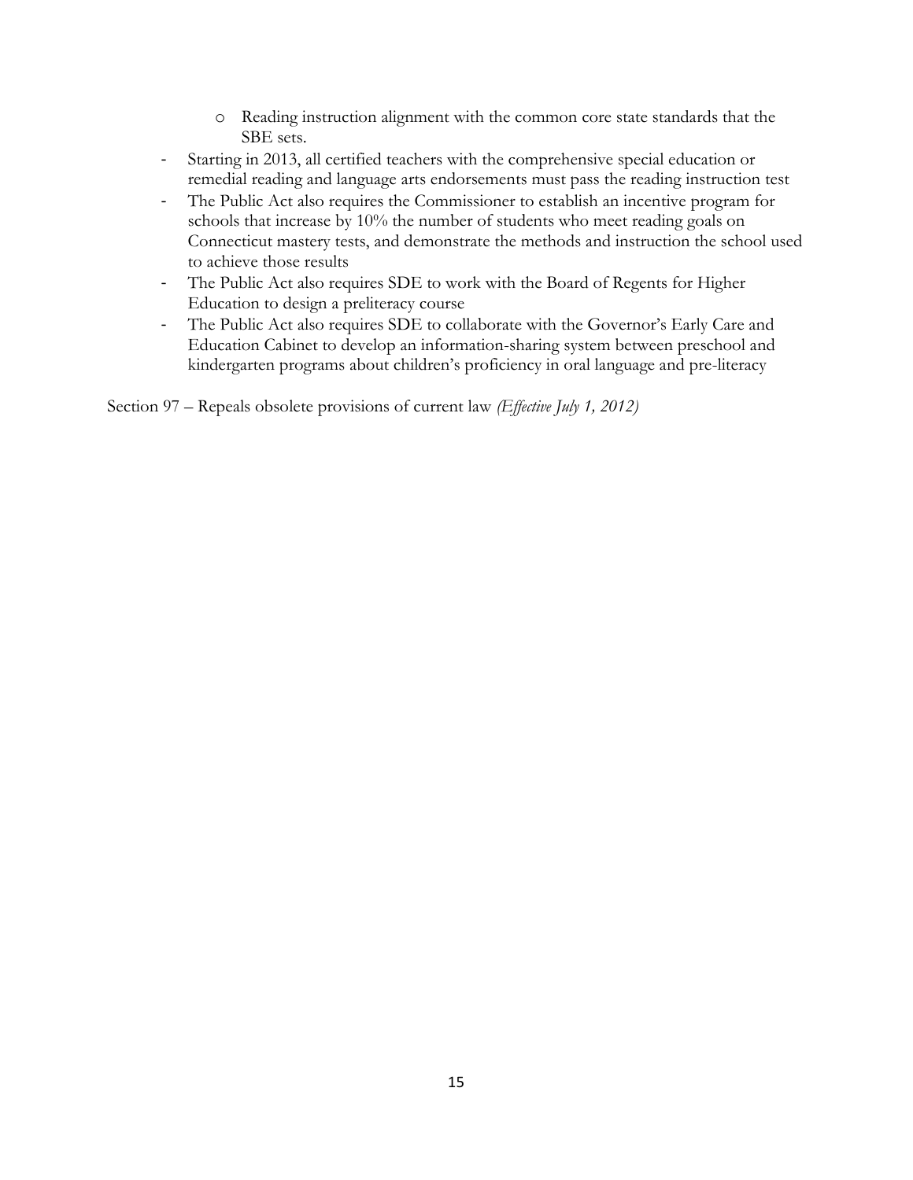- Reading instruction alignment with the common core state standards that the SBE sets.
- Starting in 2013, all certified teachers with the comprehensive special education or remedial reading and language arts endorsements must pass the reading instruction test
- The Public Act also requires the Commissioner to establish an incentive program for schools that increase by 10% the number of students who meet reading goals on Connecticut mastery tests, and demonstrate the methods and instruction the school used to achieve those results
- The Public Act also requires SDE to work with the Board of Regents for Higher Education to design a preliteracy course
- The Public Act also requires SDE to collaborate with the Governor's Early Care and Education Cabinet to develop an information-sharing system between preschool and kindergarten programs about children's proficiency in oral language and pre-literacy

Section 97 – Repeals obsolete provisions of current law *(Effective July 1, 2012)*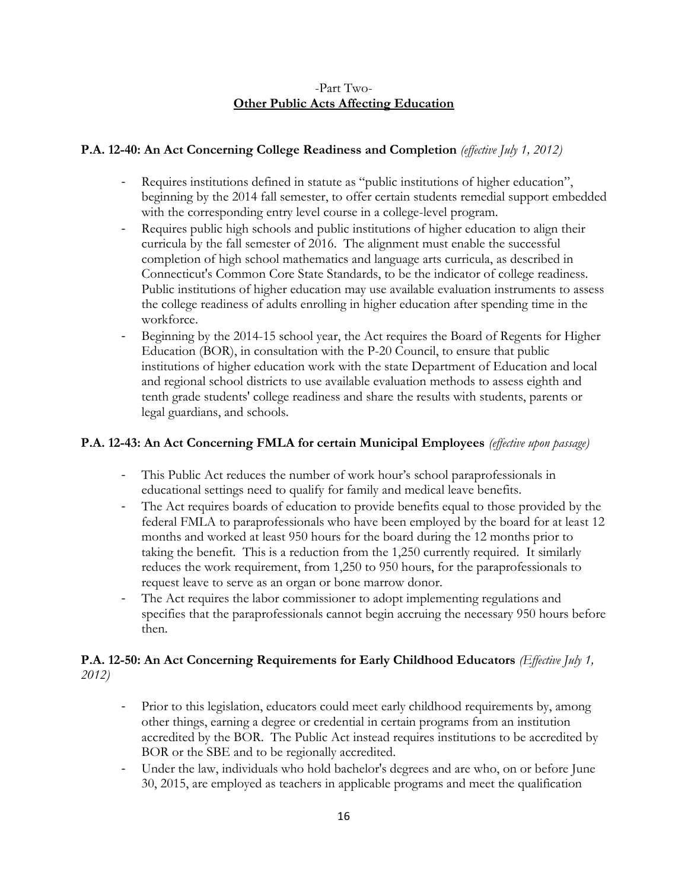-Part Two-

## Other Public Acts Affecting Education

**P.A. 12-40: An Act Concerning College Readiness and Completion** *(effective July 1, 2012)*

- Requires institutions defined in statute as "public institutions of higher education", beginning by the 2014 fall semester, to offer certain students remedial support embedded with the corresponding entry level course in a college-level program.
- Requires public high schools and public institutions of higher education to align their curricula by the fall semester of 2016. The alignment must enable the successful completion of high school mathematics and language arts curricula, as described in Connecticut's Common Core State Standards, to be the indicator of college readiness. Public institutions of higher education may use available evaluation instruments to assess the college readiness of adults enrolling in higher education after spending time in the workforce.
- Beginning by the 2014-15 school year, the Act requires the Board of Regents for Higher Education (BOR), in consultation with the P-20 Council, to ensure that public institutions of higher education work with the state Department of Education and local and regional school districts to use available evaluation methods to assess eighth and tenth grade students' college readiness and share the results with students, parents or legal guardians, and schools.

**P.A. 12-43: An Act Concerning FMLA for certain Municipal Employees** *(effective upon passage)*

- This Public Act reduces the number of work hour's school paraprofessionals in educational settings need to qualify for family and medical leave benefits.
- The Act requires boards of education to provide benefits equal to those provided by the federal FMLA to paraprofessionals who have been employed by the board for at least 12 months and worked at least 950 hours for the board during the 12 months prior to taking the benefit. This is a reduction from the 1,250 currently required. It similarly reduces the work requirement, from 1,250 to 950 hours, for the paraprofessionals to request leave to serve as an organ or bone marrow donor.
- The Act requires the labor commissioner to adopt implementing regulations and specifies that the paraprofessionals cannot begin accruing the necessary 950 hours before then.

**P.A. 12-50: An Act Concerning Requirements for Early Childhood Educators** *(Effective July 1, 2012)*

- Prior to this legislation, educators could meet early childhood requirements by, among other things, earning a degree or credential in certain programs from an institution accredited by the BOR. The Public Act instead requires institutions to be accredited by BOR or the SBE and to be regionally accredited.
- Under the law, individuals who hold bachelor's degrees and are who, on or before June 30, 2015, are employed as teachers in applicable programs and meet the qualification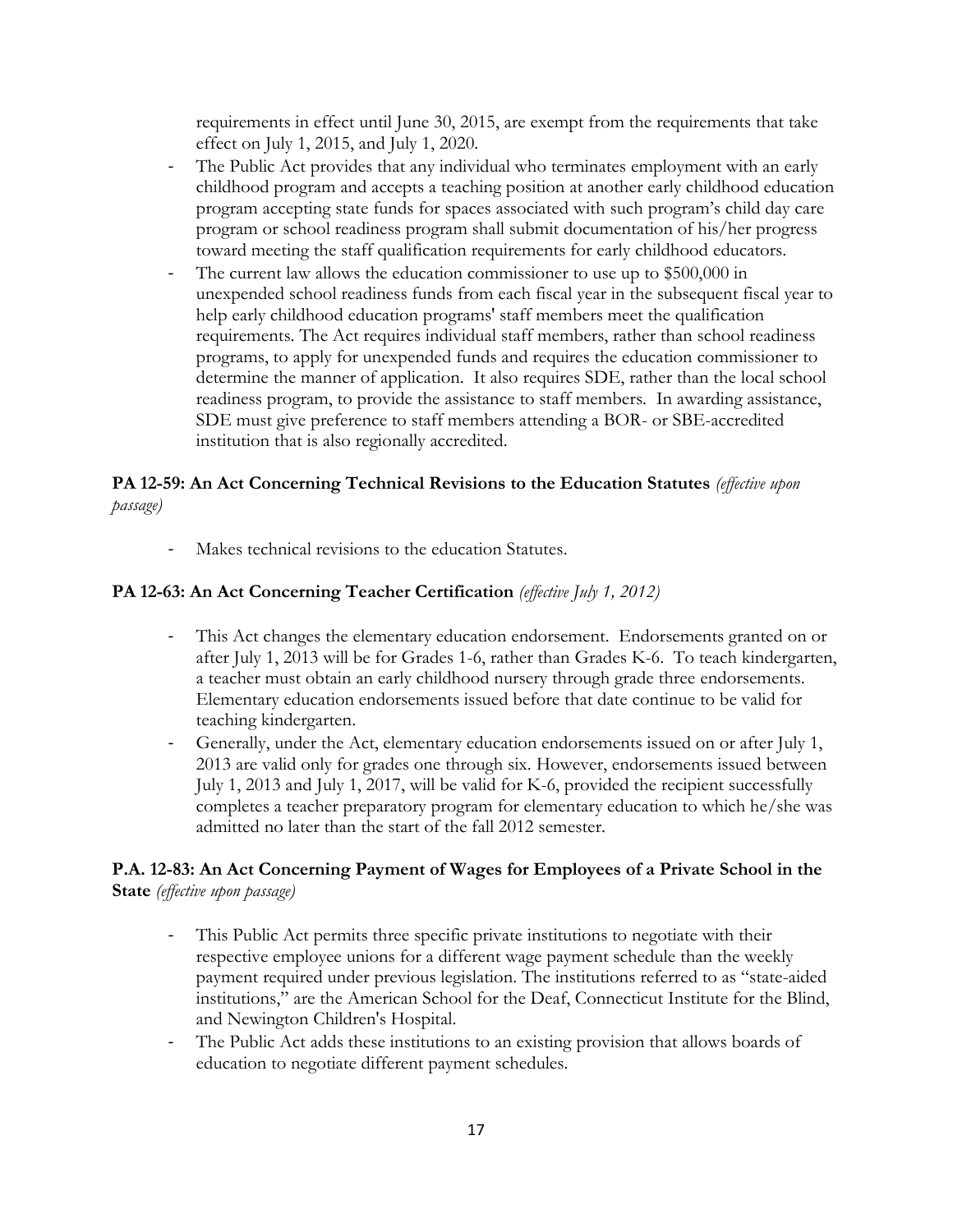requirements in effect until June 30, 2015, are exempt from the requirements that take effect on July 1, 2015, and July 1, 2020.

- The Public Act provides that any individual who terminates employment with an early childhood program and accepts a teaching position at another early childhood education program accepting state funds for spaces associated with such program's child day care program or school readiness program shall submit documentation of his/her progress toward meeting the staff qualification requirements for early childhood educators.
- The current law allows the education commissioner to use up to $500,000 in unexpended school readiness funds from each fiscal year in the subsequent fiscal year to help early childhood education programs' staff members meet the qualification requirements. The Act requires individual staff members, rather than school readiness programs, to apply for unexpended funds and requires the education commissioner to determine the manner of application. It also requires SDE, rather than the local school readiness program, to provide the assistance to staff members. In awarding assistance, SDE must give preference to staff members attending a BOR- or SBE-accredited institution that is also regionally accredited.

**PA 12-59: An Act Concerning Technical Revisions to the Education Statutes** *(effective upon passage)*

- Makes technical revisions to the education Statutes.

**PA 12-63: An Act Concerning Teacher Certification** *(effective July 1, 2012)*

- This Act changes the elementary education endorsement. Endorsements granted on or after July 1, 2013 will be for Grades 1-6, rather than Grades K-6. To teach kindergarten, a teacher must obtain an early childhood nursery through grade three endorsements. Elementary education endorsements issued before that date continue to be valid for teaching kindergarten.
- Generally, under the Act, elementary education endorsements issued on or after July 1, 2013 are valid only for grades one through six. However, endorsements issued between July 1, 2013 and July 1, 2017, will be valid for K-6, provided the recipient successfully completes a teacher preparatory program for elementary education to which he/she was admitted no later than the start of the fall 2012 semester.

**P.A. 12-83: An Act Concerning Payment of Wages for Employees of a Private School in the State** *(effective upon passage)*

- This Public Act permits three specific private institutions to negotiate with their respective employee unions for a different wage payment schedule than the weekly payment required under previous legislation. The institutions referred to as "state-aided institutions," are the American School for the Deaf, Connecticut Institute for the Blind, and Newington Children's Hospital.
- The Public Act adds these institutions to an existing provision that allows boards of education to negotiate different payment schedules.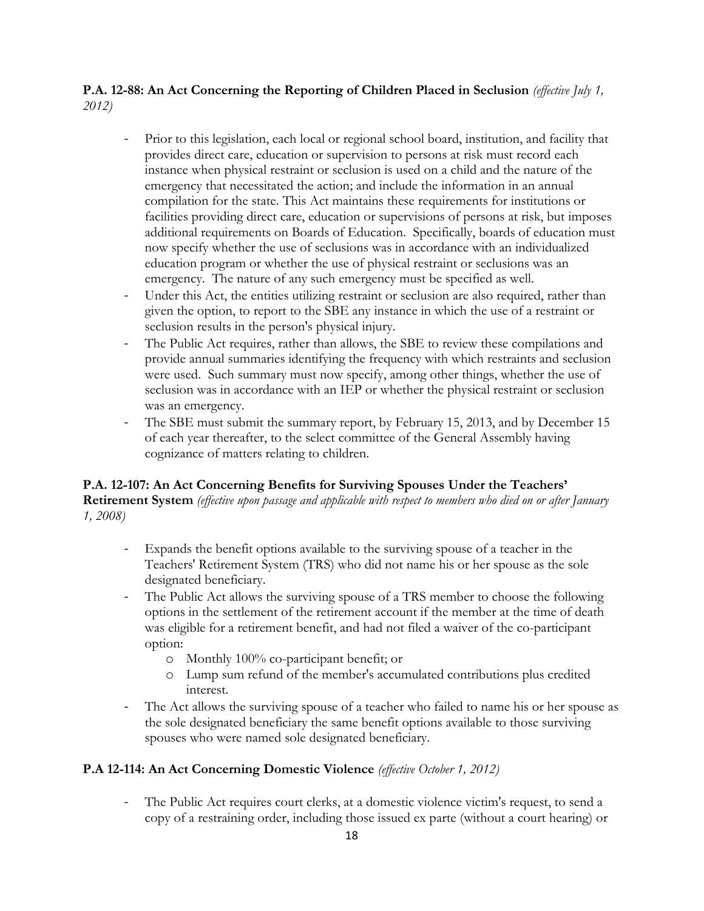**P.A. 12-88: An Act Concerning the Reporting of Children Placed in Seclusion** *(effective July 1, 2012)*

- Prior to this legislation, each local or regional school board, institution, and facility that provides direct care, education or supervision to persons at risk must record each instance when physical restraint or seclusion is used on a child and the nature of the emergency that necessitated the action; and include the information in an annual compilation for the state. This Act maintains these requirements for institutions or facilities providing direct care, education or supervisions of persons at risk, but imposes additional requirements on Boards of Education. Specifically, boards of education must now specify whether the use of seclusions was in accordance with an individualized education program or whether the use of physical restraint or seclusions was an emergency. The nature of any such emergency must be specified as well.
- Under this Act, the entities utilizing restraint or seclusion are also required, rather than given the option, to report to the SBE any instance in which the use of a restraint or seclusion results in the person's physical injury.
- The Public Act requires, rather than allows, the SBE to review these compilations and provide annual summaries identifying the frequency with which restraints and seclusion were used. Such summary must now specify, among other things, whether the use of seclusion was in accordance with an IEP or whether the physical restraint or seclusion was an emergency.
- The SBE must submit the summary report, by February 15, 2013, and by December 15 of each year thereafter, to the select committee of the General Assembly having cognizance of matters relating to children.

**P.A. 12-107: An Act Concerning Benefits for Surviving Spouses Under the Teachers' Retirement System** *(effective upon passage and applicable with respect to members who died on or after January 1, 2008)*

- Expands the benefit options available to the surviving spouse of a teacher in the Teachers' Retirement System (TRS) who did not name his or her spouse as the sole designated beneficiary.
- The Public Act allows the surviving spouse of a TRS member to choose the following options in the settlement of the retirement account if the member at the time of death was eligible for a retirement benefit, and had not filed a waiver of the co-participant option:
  - Monthly 100% co-participant benefit; or
  - Lump sum refund of the member's accumulated contributions plus credited interest.
- The Act allows the surviving spouse of a teacher who failed to name his or her spouse as the sole designated beneficiary the same benefit options available to those surviving spouses who were named sole designated beneficiary.

**P.A 12-114: An Act Concerning Domestic Violence** *(effective October 1, 2012)*

- The Public Act requires court clerks, at a domestic violence victim's request, to send a copy of a restraining order, including those issued ex parte (without a court hearing) or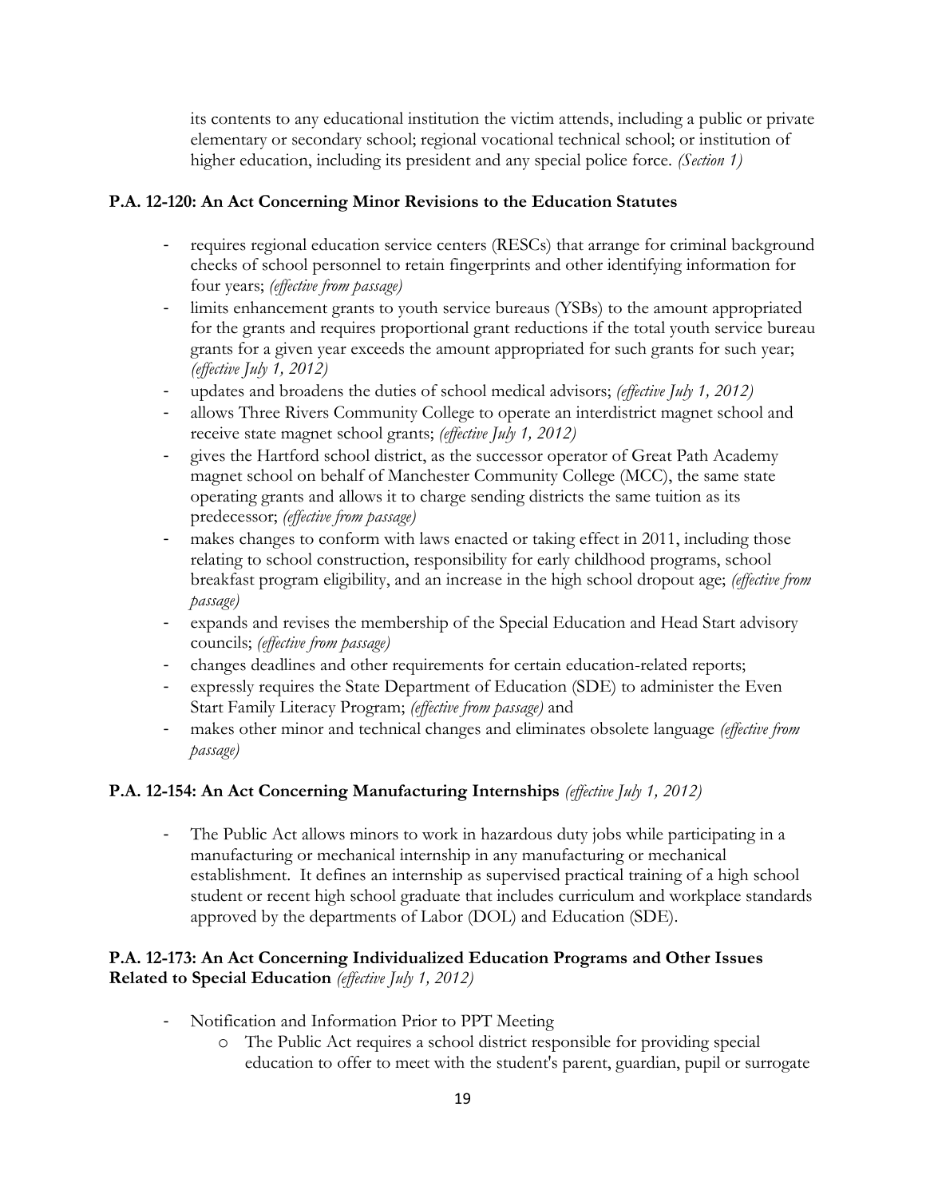its contents to any educational institution the victim attends, including a public or private elementary or secondary school; regional vocational technical school; or institution of higher education, including its president and any special police force. *(Section 1)*

**P.A. 12-120: An Act Concerning Minor Revisions to the Education Statutes**

- requires regional education service centers (RESCs) that arrange for criminal background checks of school personnel to retain fingerprints and other identifying information for four years; *(effective from passage)*
- limits enhancement grants to youth service bureaus (YSBs) to the amount appropriated for the grants and requires proportional grant reductions if the total youth service bureau grants for a given year exceeds the amount appropriated for such grants for such year; *(effective July 1, 2012)*
- updates and broadens the duties of school medical advisors; *(effective July 1, 2012)*
- allows Three Rivers Community College to operate an interdistrict magnet school and receive state magnet school grants; *(effective July 1, 2012)*
- gives the Hartford school district, as the successor operator of Great Path Academy magnet school on behalf of Manchester Community College (MCC), the same state operating grants and allows it to charge sending districts the same tuition as its predecessor; *(effective from passage)*
- makes changes to conform with laws enacted or taking effect in 2011, including those relating to school construction, responsibility for early childhood programs, school breakfast program eligibility, and an increase in the high school dropout age; *(effective from passage)*
- expands and revises the membership of the Special Education and Head Start advisory councils; *(effective from passage)*
- changes deadlines and other requirements for certain education-related reports;
- expressly requires the State Department of Education (SDE) to administer the Even Start Family Literacy Program; *(effective from passage)* and
- makes other minor and technical changes and eliminates obsolete language *(effective from passage)*

**P.A. 12-154: An Act Concerning Manufacturing Internships** *(effective July 1, 2012)*

- The Public Act allows minors to work in hazardous duty jobs while participating in a manufacturing or mechanical internship in any manufacturing or mechanical establishment. It defines an internship as supervised practical training of a high school student or recent high school graduate that includes curriculum and workplace standards approved by the departments of Labor (DOL) and Education (SDE).

**P.A. 12-173: An Act Concerning Individualized Education Programs and Other Issues Related to Special Education** *(effective July 1, 2012)*

- Notification and Information Prior to PPT Meeting
  - The Public Act requires a school district responsible for providing special education to offer to meet with the student's parent, guardian, pupil or surrogate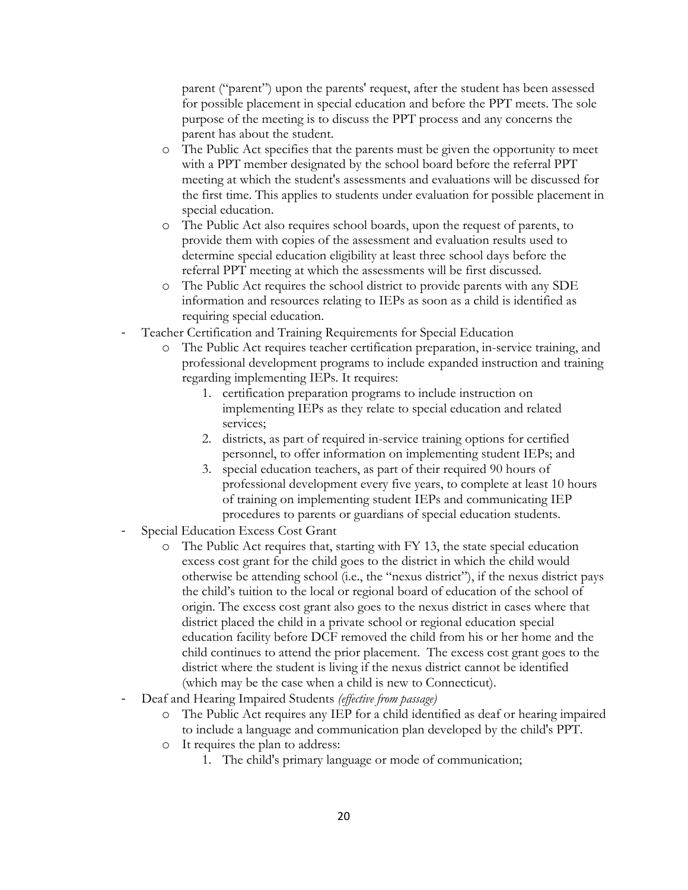parent ("parent") upon the parents' request, after the student has been assessed for possible placement in special education and before the PPT meets. The sole purpose of the meeting is to discuss the PPT process and any concerns the parent has about the student.

  - The Public Act specifies that the parents must be given the opportunity to meet with a PPT member designated by the school board before the referral PPT meeting at which the student's assessments and evaluations will be discussed for the first time. This applies to students under evaluation for possible placement in special education.
  - The Public Act also requires school boards, upon the request of parents, to provide them with copies of the assessment and evaluation results used to determine special education eligibility at least three school days before the referral PPT meeting at which the assessments will be first discussed.
  - The Public Act requires the school district to provide parents with any SDE information and resources relating to IEPs as soon as a child is identified as requiring special education.
- Teacher Certification and Training Requirements for Special Education
  - The Public Act requires teacher certification preparation, in-service training, and professional development programs to include expanded instruction and training regarding implementing IEPs. It requires:
    1. certification preparation programs to include instruction on implementing IEPs as they relate to special education and related services;
    2. districts, as part of required in-service training options for certified personnel, to offer information on implementing student IEPs; and
    3. special education teachers, as part of their required 90 hours of professional development every five years, to complete at least 10 hours of training on implementing student IEPs and communicating IEP procedures to parents or guardians of special education students.
- Special Education Excess Cost Grant
  - The Public Act requires that, starting with FY 13, the state special education excess cost grant for the child goes to the district in which the child would otherwise be attending school (i.e., the "nexus district"), if the nexus district pays the child's tuition to the local or regional board of education of the school of origin. The excess cost grant also goes to the nexus district in cases where that district placed the child in a private school or regional education special education facility before DCF removed the child from his or her home and the child continues to attend the prior placement. The excess cost grant goes to the district where the student is living if the nexus district cannot be identified (which may be the case when a child is new to Connecticut).
- Deaf and Hearing Impaired Students *(effective from passage)*
  - The Public Act requires any IEP for a child identified as deaf or hearing impaired to include a language and communication plan developed by the child's PPT.
  - It requires the plan to address:
    1. The child's primary language or mode of communication;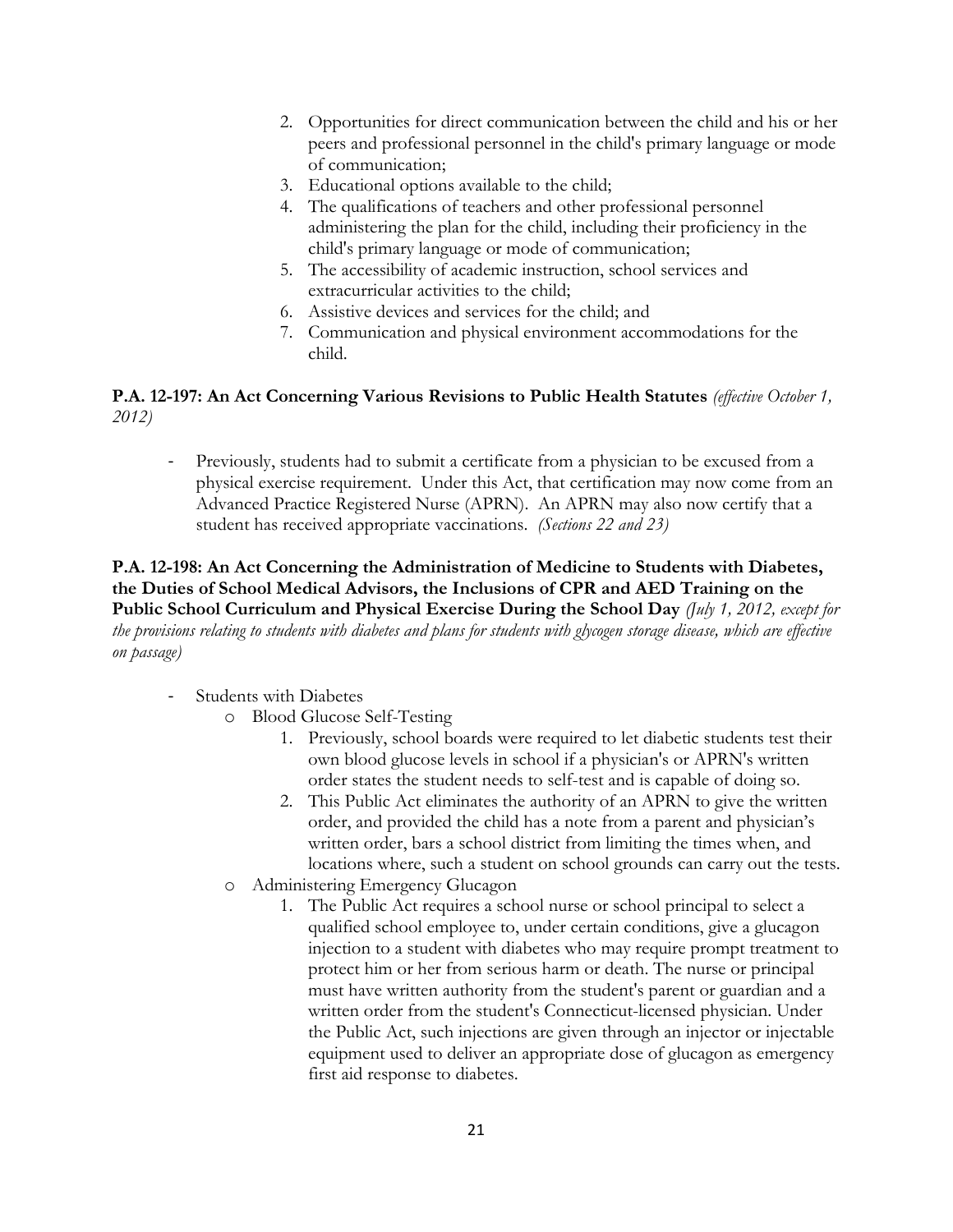2. Opportunities for direct communication between the child and his or her peers and professional personnel in the child's primary language or mode of communication;
3. Educational options available to the child;
4. The qualifications of teachers and other professional personnel administering the plan for the child, including their proficiency in the child's primary language or mode of communication;
5. The accessibility of academic instruction, school services and extracurricular activities to the child;
6. Assistive devices and services for the child; and
7. Communication and physical environment accommodations for the child.

**P.A. 12-197: An Act Concerning Various Revisions to Public Health Statutes** *(effective October 1, 2012)*

- Previously, students had to submit a certificate from a physician to be excused from a physical exercise requirement. Under this Act, that certification may now come from an Advanced Practice Registered Nurse (APRN). An APRN may also now certify that a student has received appropriate vaccinations. *(Sections 22 and 23)*

**P.A. 12-198: An Act Concerning the Administration of Medicine to Students with Diabetes, the Duties of School Medical Advisors, the Inclusions of CPR and AED Training on the Public School Curriculum and Physical Exercise During the School Day** *(July 1, 2012, except for the provisions relating to students with diabetes and plans for students with glycogen storage disease, which are effective on passage)*

- Students with Diabetes
  - Blood Glucose Self-Testing
    1. Previously, school boards were required to let diabetic students test their own blood glucose levels in school if a physician's or APRN's written order states the student needs to self-test and is capable of doing so.
    2. This Public Act eliminates the authority of an APRN to give the written order, and provided the child has a note from a parent and physician's written order, bars a school district from limiting the times when, and locations where, such a student on school grounds can carry out the tests.
  - Administering Emergency Glucagon
    1. The Public Act requires a school nurse or school principal to select a qualified school employee to, under certain conditions, give a glucagon injection to a student with diabetes who may require prompt treatment to protect him or her from serious harm or death. The nurse or principal must have written authority from the student's parent or guardian and a written order from the student's Connecticut-licensed physician. Under the Public Act, such injections are given through an injector or injectable equipment used to deliver an appropriate dose of glucagon as emergency first aid response to diabetes.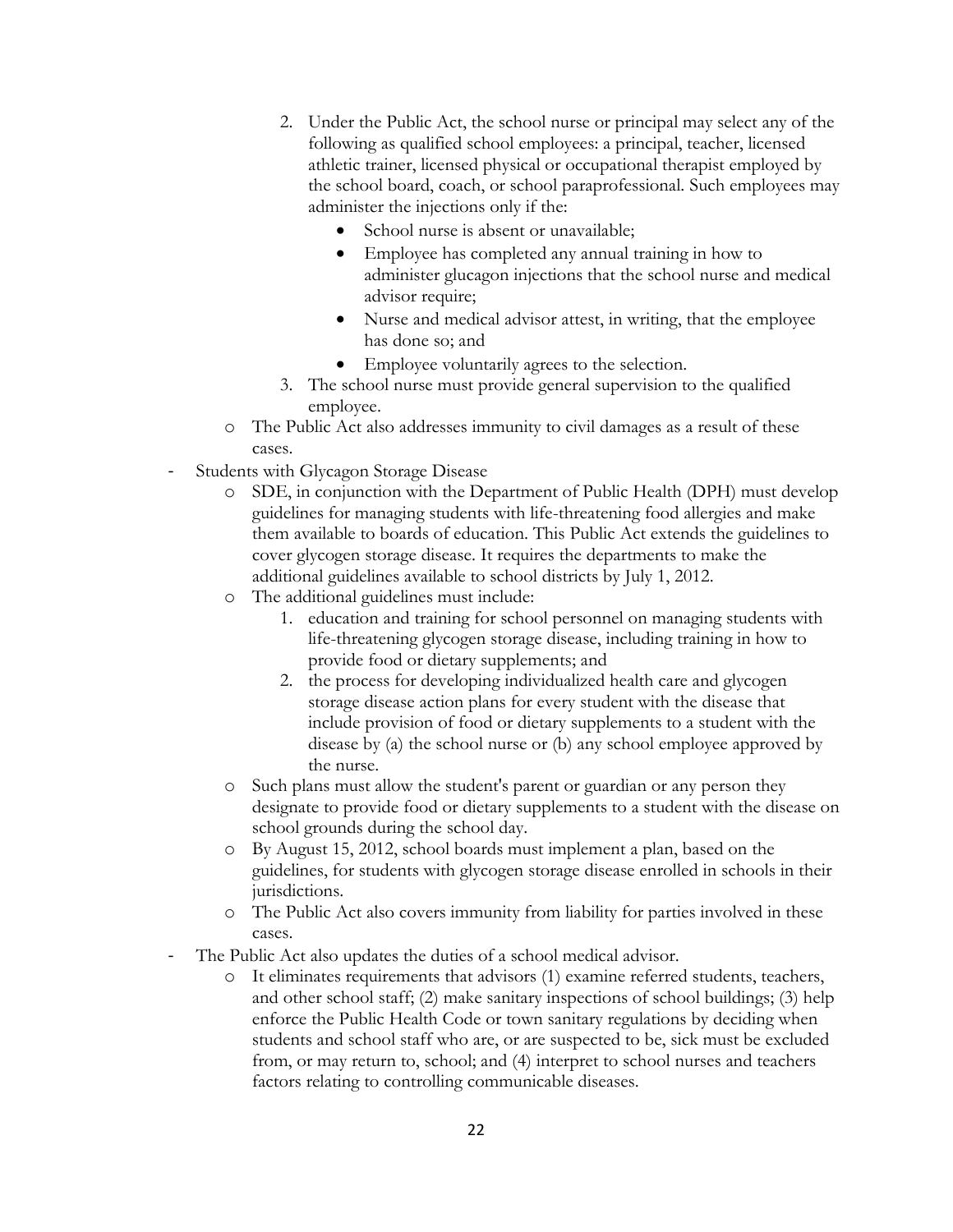2. Under the Public Act, the school nurse or principal may select any of the following as qualified school employees: a principal, teacher, licensed athletic trainer, licensed physical or occupational therapist employed by the school board, coach, or school paraprofessional. Such employees may administer the injections only if the:
    - School nurse is absent or unavailable;
    - Employee has completed any annual training in how to administer glucagon injections that the school nurse and medical advisor require;
    - Nurse and medical advisor attest, in writing, that the employee has done so; and
    - Employee voluntarily agrees to the selection.
3. The school nurse must provide general supervision to the qualified employee.

- The Public Act also addresses immunity to civil damages as a result of these cases.

- Students with Glycagon Storage Disease
  - SDE, in conjunction with the Department of Public Health (DPH) must develop guidelines for managing students with life-threatening food allergies and make them available to boards of education. This Public Act extends the guidelines to cover glycogen storage disease. It requires the departments to make the additional guidelines available to school districts by July 1, 2012.
  - The additional guidelines must include:
    1. education and training for school personnel on managing students with life-threatening glycogen storage disease, including training in how to provide food or dietary supplements; and
    2. the process for developing individualized health care and glycogen storage disease action plans for every student with the disease that include provision of food or dietary supplements to a student with the disease by (a) the school nurse or (b) any school employee approved by the nurse.
  - Such plans must allow the student's parent or guardian or any person they designate to provide food or dietary supplements to a student with the disease on school grounds during the school day.
  - By August 15, 2012, school boards must implement a plan, based on the guidelines, for students with glycogen storage disease enrolled in schools in their jurisdictions.
  - The Public Act also covers immunity from liability for parties involved in these cases.
- The Public Act also updates the duties of a school medical advisor.
  - It eliminates requirements that advisors (1) examine referred students, teachers, and other school staff; (2) make sanitary inspections of school buildings; (3) help enforce the Public Health Code or town sanitary regulations by deciding when students and school staff who are, or are suspected to be, sick must be excluded from, or may return to, school; and (4) interpret to school nurses and teachers factors relating to controlling communicable diseases.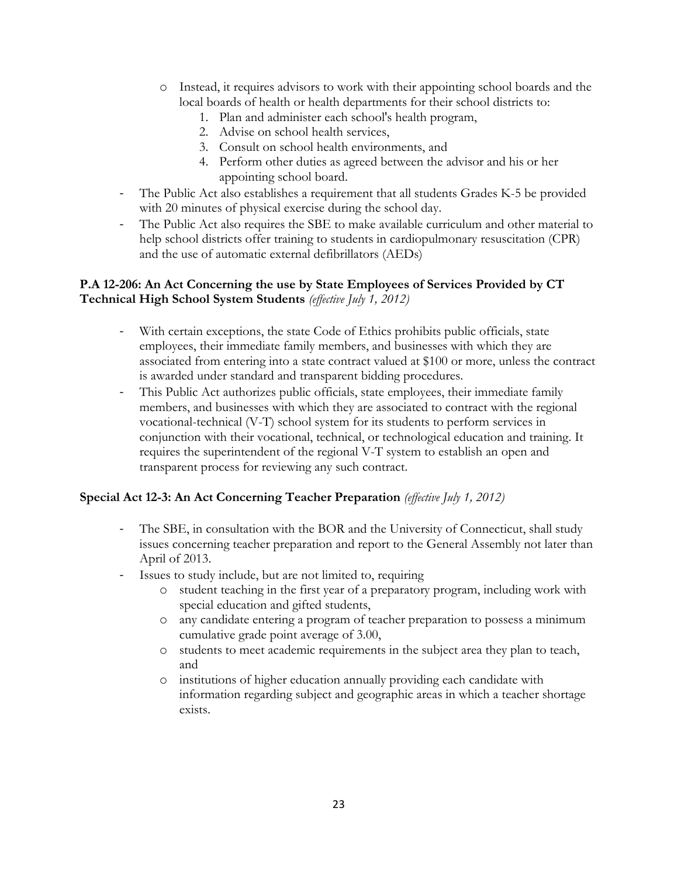- Instead, it requires advisors to work with their appointing school boards and the local boards of health or health departments for their school districts to:
    1. Plan and administer each school's health program,
    2. Advise on school health services,
    3. Consult on school health environments, and
    4. Perform other duties as agreed between the advisor and his or her appointing school board.
- The Public Act also establishes a requirement that all students Grades K-5 be provided with 20 minutes of physical exercise during the school day.
- The Public Act also requires the SBE to make available curriculum and other material to help school districts offer training to students in cardiopulmonary resuscitation (CPR) and the use of automatic external defibrillators (AEDs)

**P.A 12-206: An Act Concerning the use by State Employees of Services Provided by CT Technical High School System Students** *(effective July 1, 2012)*

- With certain exceptions, the state Code of Ethics prohibits public officials, state employees, their immediate family members, and businesses with which they are associated from entering into a state contract valued at $100 or more, unless the contract is awarded under standard and transparent bidding procedures.
- This Public Act authorizes public officials, state employees, their immediate family members, and businesses with which they are associated to contract with the regional vocational-technical (V-T) school system for its students to perform services in conjunction with their vocational, technical, or technological education and training. It requires the superintendent of the regional V-T system to establish an open and transparent process for reviewing any such contract.

**Special Act 12-3: An Act Concerning Teacher Preparation** *(effective July 1, 2012)*

- The SBE, in consultation with the BOR and the University of Connecticut, shall study issues concerning teacher preparation and report to the General Assembly not later than April of 2013.
- Issues to study include, but are not limited to, requiring
  - student teaching in the first year of a preparatory program, including work with special education and gifted students,
  - any candidate entering a program of teacher preparation to possess a minimum cumulative grade point average of 3.00,
  - students to meet academic requirements in the subject area they plan to teach, and
  - institutions of higher education annually providing each candidate with information regarding subject and geographic areas in which a teacher shortage exists.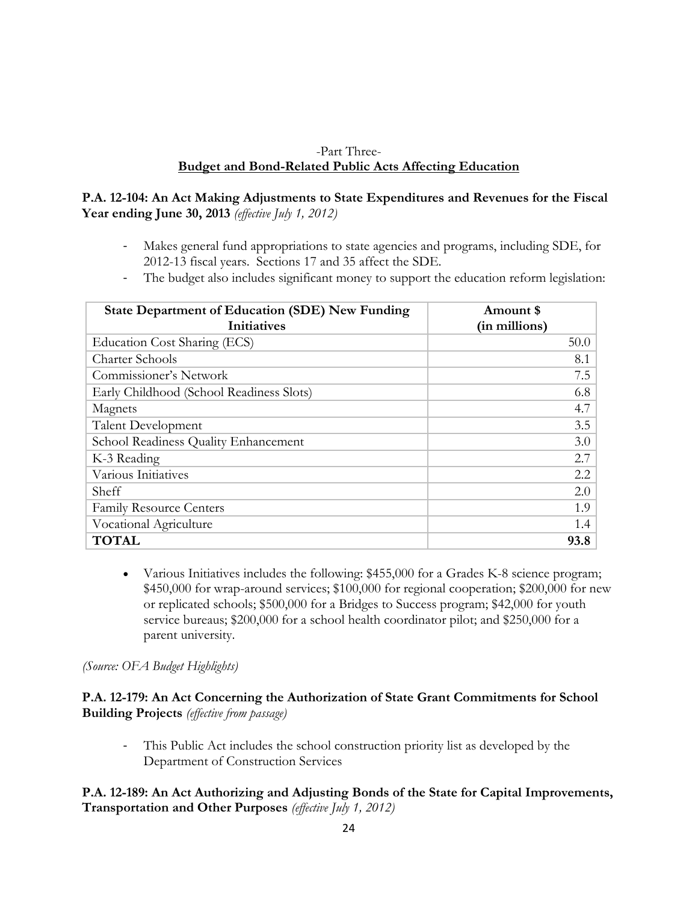-Part Three-

## Budget and Bond-Related Public Acts Affecting Education

**P.A. 12-104: An Act Making Adjustments to State Expenditures and Revenues for the Fiscal Year ending June 30, 2013** *(effective July 1, 2012)*

- Makes general fund appropriations to state agencies and programs, including SDE, for 2012-13 fiscal years. Sections 17 and 35 affect the SDE.
- The budget also includes significant money to support the education reform legislation:

| State Department of Education (SDE) New Funding Initiatives | Amount $ (in millions) |
|---|---:|
| Education Cost Sharing (ECS) | 50.0 |
| Charter Schools | 8.1 |
| Commissioner's Network | 7.5 |
| Early Childhood (School Readiness Slots) | 6.8 |
| Magnets | 4.7 |
| Talent Development | 3.5 |
| School Readiness Quality Enhancement | 3.0 |
| K-3 Reading | 2.7 |
| Various Initiatives | 2.2 |
| Sheff | 2.0 |
| Family Resource Centers | 1.9 |
| Vocational Agriculture | 1.4 |
| **TOTAL** | **93.8** |

- Various Initiatives includes the following: $455,000 for a Grades K-8 science program; $450,000 for wrap-around services; $100,000 for regional cooperation; $200,000 for new or replicated schools; $500,000 for a Bridges to Success program; $42,000 for youth service bureaus; $200,000 for a school health coordinator pilot; and $250,000 for a parent university.

*(Source: OFA Budget Highlights)*

**P.A. 12-179: An Act Concerning the Authorization of State Grant Commitments for School Building Projects** *(effective from passage)*

- This Public Act includes the school construction priority list as developed by the Department of Construction Services

**P.A. 12-189: An Act Authorizing and Adjusting Bonds of the State for Capital Improvements, Transportation and Other Purposes** *(effective July 1, 2012)*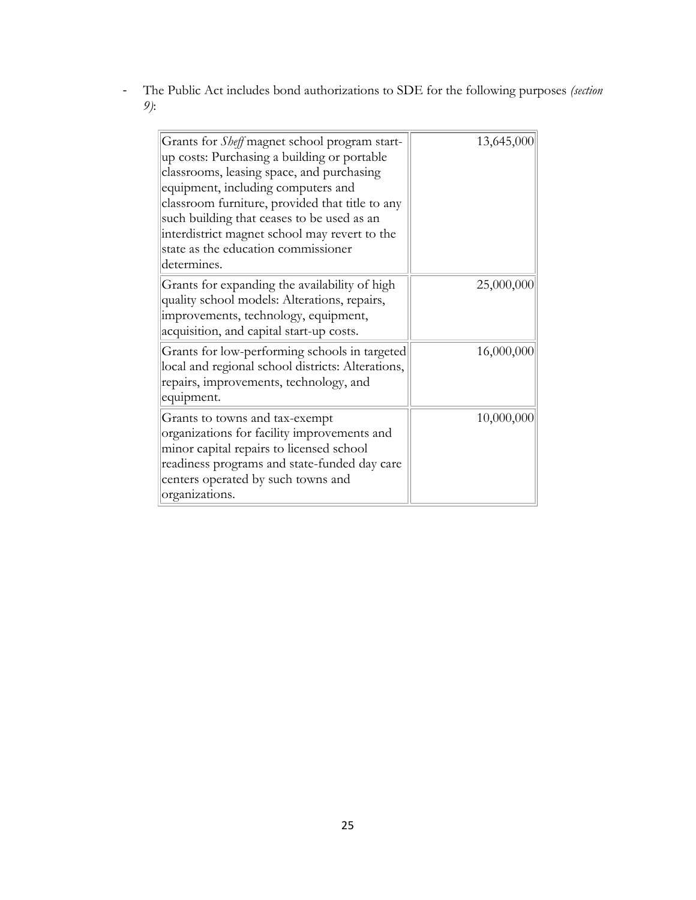- The Public Act includes bond authorizations to SDE for the following purposes *(section 9)*:

| | |
|---|---|
| Grants for *Sheff* magnet school program start-up costs: Purchasing a building or portable classrooms, leasing space, and purchasing equipment, including computers and classroom furniture, provided that title to any such building that ceases to be used as an interdistrict magnet school may revert to the state as the education commissioner determines. | 13,645,000 |
| Grants for expanding the availability of high quality school models: Alterations, repairs, improvements, technology, equipment, acquisition, and capital start-up costs. | 25,000,000 |
| Grants for low-performing schools in targeted local and regional school districts: Alterations, repairs, improvements, technology, and equipment. | 16,000,000 |
| Grants to towns and tax-exempt organizations for facility improvements and minor capital repairs to licensed school readiness programs and state-funded day care centers operated by such towns and organizations. | 10,000,000 |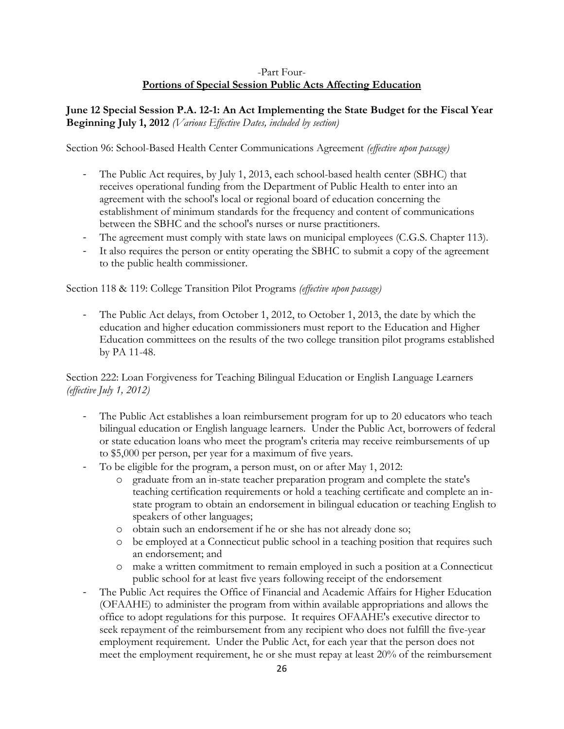-Part Four-

## Portions of Special Session Public Acts Affecting Education

**June 12 Special Session P.A. 12-1: An Act Implementing the State Budget for the Fiscal Year Beginning July 1, 2012** *(Various Effective Dates, included by section)*

Section 96: School-Based Health Center Communications Agreement *(effective upon passage)*

- The Public Act requires, by July 1, 2013, each school-based health center (SBHC) that receives operational funding from the Department of Public Health to enter into an agreement with the school's local or regional board of education concerning the establishment of minimum standards for the frequency and content of communications between the SBHC and the school's nurses or nurse practitioners.
- The agreement must comply with state laws on municipal employees (C.G.S. Chapter 113).
- It also requires the person or entity operating the SBHC to submit a copy of the agreement to the public health commissioner.

Section 118 & 119: College Transition Pilot Programs *(effective upon passage)*

- The Public Act delays, from October 1, 2012, to October 1, 2013, the date by which the education and higher education commissioners must report to the Education and Higher Education committees on the results of the two college transition pilot programs established by PA 11-48.

Section 222: Loan Forgiveness for Teaching Bilingual Education or English Language Learners *(effective July 1, 2012)*

- The Public Act establishes a loan reimbursement program for up to 20 educators who teach bilingual education or English language learners. Under the Public Act, borrowers of federal or state education loans who meet the program's criteria may receive reimbursements of up to $5,000 per person, per year for a maximum of five years.
- To be eligible for the program, a person must, on or after May 1, 2012:
  - graduate from an in-state teacher preparation program and complete the state's teaching certification requirements or hold a teaching certificate and complete an in-state program to obtain an endorsement in bilingual education or teaching English to speakers of other languages;
  - obtain such an endorsement if he or she has not already done so;
  - be employed at a Connecticut public school in a teaching position that requires such an endorsement; and
  - make a written commitment to remain employed in such a position at a Connecticut public school for at least five years following receipt of the endorsement
- The Public Act requires the Office of Financial and Academic Affairs for Higher Education (OFAAHE) to administer the program from within available appropriations and allows the office to adopt regulations for this purpose. It requires OFAAHE's executive director to seek repayment of the reimbursement from any recipient who does not fulfill the five-year employment requirement. Under the Public Act, for each year that the person does not meet the employment requirement, he or she must repay at least 20% of the reimbursement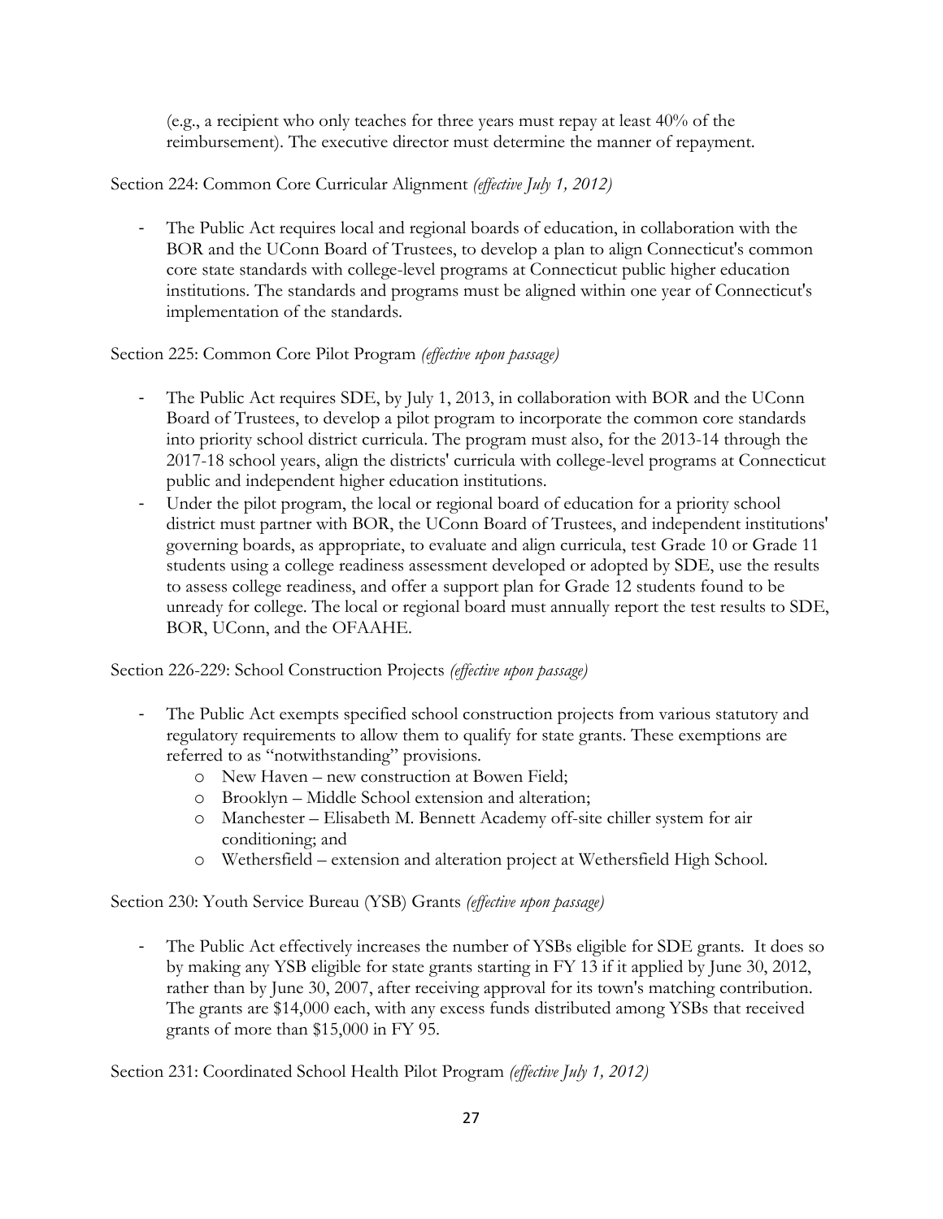(e.g., a recipient who only teaches for three years must repay at least 40% of the reimbursement). The executive director must determine the manner of repayment.

Section 224: Common Core Curricular Alignment *(effective July 1, 2012)*

- The Public Act requires local and regional boards of education, in collaboration with the BOR and the UConn Board of Trustees, to develop a plan to align Connecticut's common core state standards with college-level programs at Connecticut public higher education institutions. The standards and programs must be aligned within one year of Connecticut's implementation of the standards.

Section 225: Common Core Pilot Program *(effective upon passage)*

- The Public Act requires SDE, by July 1, 2013, in collaboration with BOR and the UConn Board of Trustees, to develop a pilot program to incorporate the common core standards into priority school district curricula. The program must also, for the 2013-14 through the 2017-18 school years, align the districts' curricula with college-level programs at Connecticut public and independent higher education institutions.
- Under the pilot program, the local or regional board of education for a priority school district must partner with BOR, the UConn Board of Trustees, and independent institutions' governing boards, as appropriate, to evaluate and align curricula, test Grade 10 or Grade 11 students using a college readiness assessment developed or adopted by SDE, use the results to assess college readiness, and offer a support plan for Grade 12 students found to be unready for college. The local or regional board must annually report the test results to SDE, BOR, UConn, and the OFAAHE.

Section 226-229: School Construction Projects *(effective upon passage)*

- The Public Act exempts specified school construction projects from various statutory and regulatory requirements to allow them to qualify for state grants. These exemptions are referred to as "notwithstanding" provisions.
  - New Haven – new construction at Bowen Field;
  - Brooklyn – Middle School extension and alteration;
  - Manchester – Elisabeth M. Bennett Academy off-site chiller system for air conditioning; and
  - Wethersfield – extension and alteration project at Wethersfield High School.

Section 230: Youth Service Bureau (YSB) Grants *(effective upon passage)*

- The Public Act effectively increases the number of YSBs eligible for SDE grants. It does so by making any YSB eligible for state grants starting in FY 13 if it applied by June 30, 2012, rather than by June 30, 2007, after receiving approval for its town's matching contribution. The grants are $14,000 each, with any excess funds distributed among YSBs that received grants of more than $15,000 in FY 95.

Section 231: Coordinated School Health Pilot Program *(effective July 1, 2012)*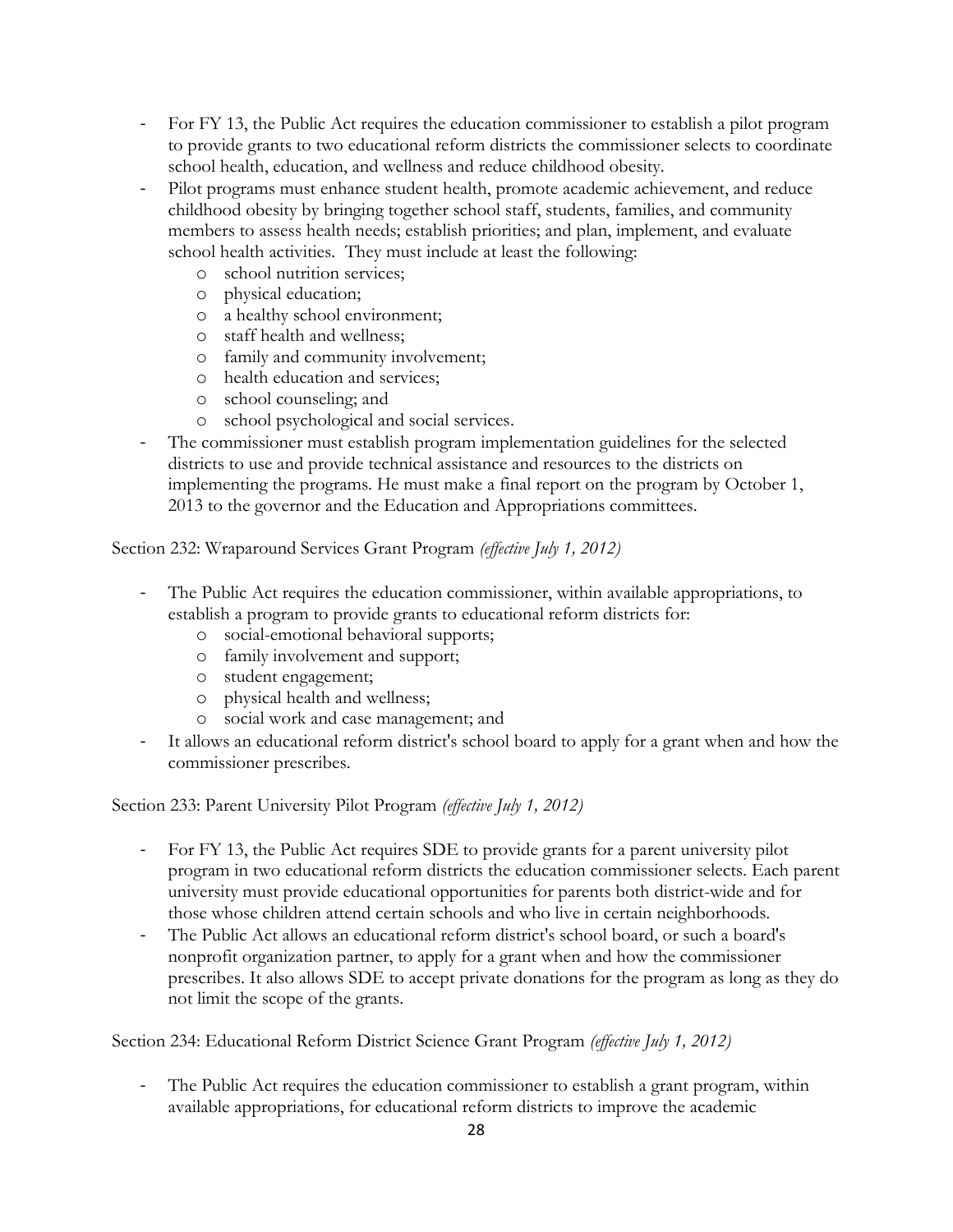- For FY 13, the Public Act requires the education commissioner to establish a pilot program to provide grants to two educational reform districts the commissioner selects to coordinate school health, education, and wellness and reduce childhood obesity.
- Pilot programs must enhance student health, promote academic achievement, and reduce childhood obesity by bringing together school staff, students, families, and community members to assess health needs; establish priorities; and plan, implement, and evaluate school health activities. They must include at least the following:
  - school nutrition services;
  - physical education;
  - a healthy school environment;
  - staff health and wellness;
  - family and community involvement;
  - health education and services;
  - school counseling; and
  - school psychological and social services.
- The commissioner must establish program implementation guidelines for the selected districts to use and provide technical assistance and resources to the districts on implementing the programs. He must make a final report on the program by October 1, 2013 to the governor and the Education and Appropriations committees.

Section 232: Wraparound Services Grant Program *(effective July 1, 2012)*

- The Public Act requires the education commissioner, within available appropriations, to establish a program to provide grants to educational reform districts for:
  - social-emotional behavioral supports;
  - family involvement and support;
  - student engagement;
  - physical health and wellness;
  - social work and case management; and
- It allows an educational reform district's school board to apply for a grant when and how the commissioner prescribes.

Section 233: Parent University Pilot Program *(effective July 1, 2012)*

- For FY 13, the Public Act requires SDE to provide grants for a parent university pilot program in two educational reform districts the education commissioner selects. Each parent university must provide educational opportunities for parents both district-wide and for those whose children attend certain schools and who live in certain neighborhoods.
- The Public Act allows an educational reform district's school board, or such a board's nonprofit organization partner, to apply for a grant when and how the commissioner prescribes. It also allows SDE to accept private donations for the program as long as they do not limit the scope of the grants.

Section 234: Educational Reform District Science Grant Program *(effective July 1, 2012)*

- The Public Act requires the education commissioner to establish a grant program, within available appropriations, for educational reform districts to improve the academic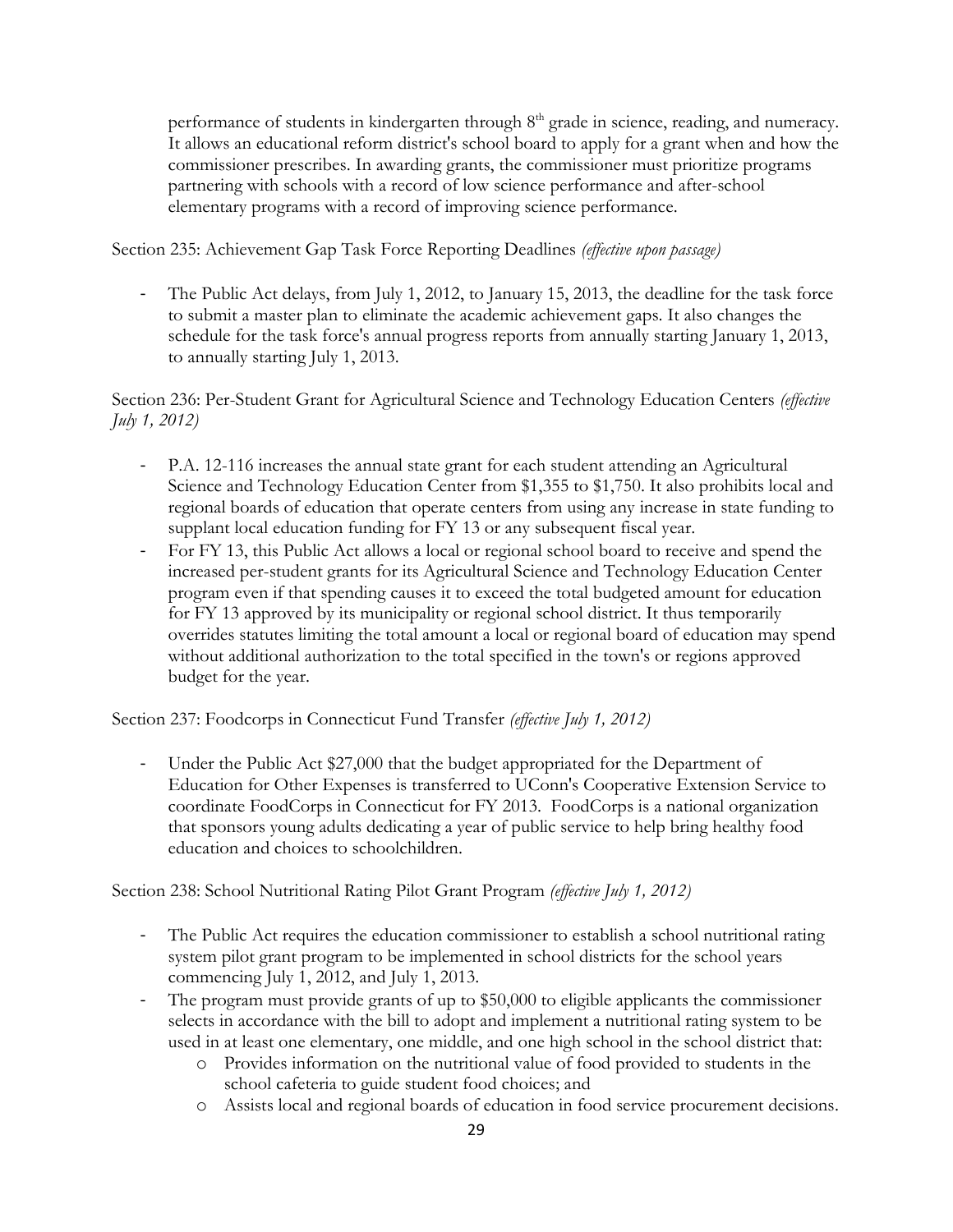performance of students in kindergarten through 8th grade in science, reading, and numeracy. It allows an educational reform district's school board to apply for a grant when and how the commissioner prescribes. In awarding grants, the commissioner must prioritize programs partnering with schools with a record of low science performance and after-school elementary programs with a record of improving science performance.

Section 235: Achievement Gap Task Force Reporting Deadlines *(effective upon passage)*

- The Public Act delays, from July 1, 2012, to January 15, 2013, the deadline for the task force to submit a master plan to eliminate the academic achievement gaps. It also changes the schedule for the task force's annual progress reports from annually starting January 1, 2013, to annually starting July 1, 2013.

Section 236: Per-Student Grant for Agricultural Science and Technology Education Centers *(effective July 1, 2012)*

- P.A. 12-116 increases the annual state grant for each student attending an Agricultural Science and Technology Education Center from $1,355 to $1,750. It also prohibits local and regional boards of education that operate centers from using any increase in state funding to supplant local education funding for FY 13 or any subsequent fiscal year.
- For FY 13, this Public Act allows a local or regional school board to receive and spend the increased per-student grants for its Agricultural Science and Technology Education Center program even if that spending causes it to exceed the total budgeted amount for education for FY 13 approved by its municipality or regional school district. It thus temporarily overrides statutes limiting the total amount a local or regional board of education may spend without additional authorization to the total specified in the town's or regions approved budget for the year.

Section 237: Foodcorps in Connecticut Fund Transfer *(effective July 1, 2012)*

- Under the Public Act $27,000 that the budget appropriated for the Department of Education for Other Expenses is transferred to UConn's Cooperative Extension Service to coordinate FoodCorps in Connecticut for FY 2013. FoodCorps is a national organization that sponsors young adults dedicating a year of public service to help bring healthy food education and choices to schoolchildren.

Section 238: School Nutritional Rating Pilot Grant Program *(effective July 1, 2012)*

- The Public Act requires the education commissioner to establish a school nutritional rating system pilot grant program to be implemented in school districts for the school years commencing July 1, 2012, and July 1, 2013.
- The program must provide grants of up to $50,000 to eligible applicants the commissioner selects in accordance with the bill to adopt and implement a nutritional rating system to be used in at least one elementary, one middle, and one high school in the school district that:
  - Provides information on the nutritional value of food provided to students in the school cafeteria to guide student food choices; and
  - Assists local and regional boards of education in food service procurement decisions.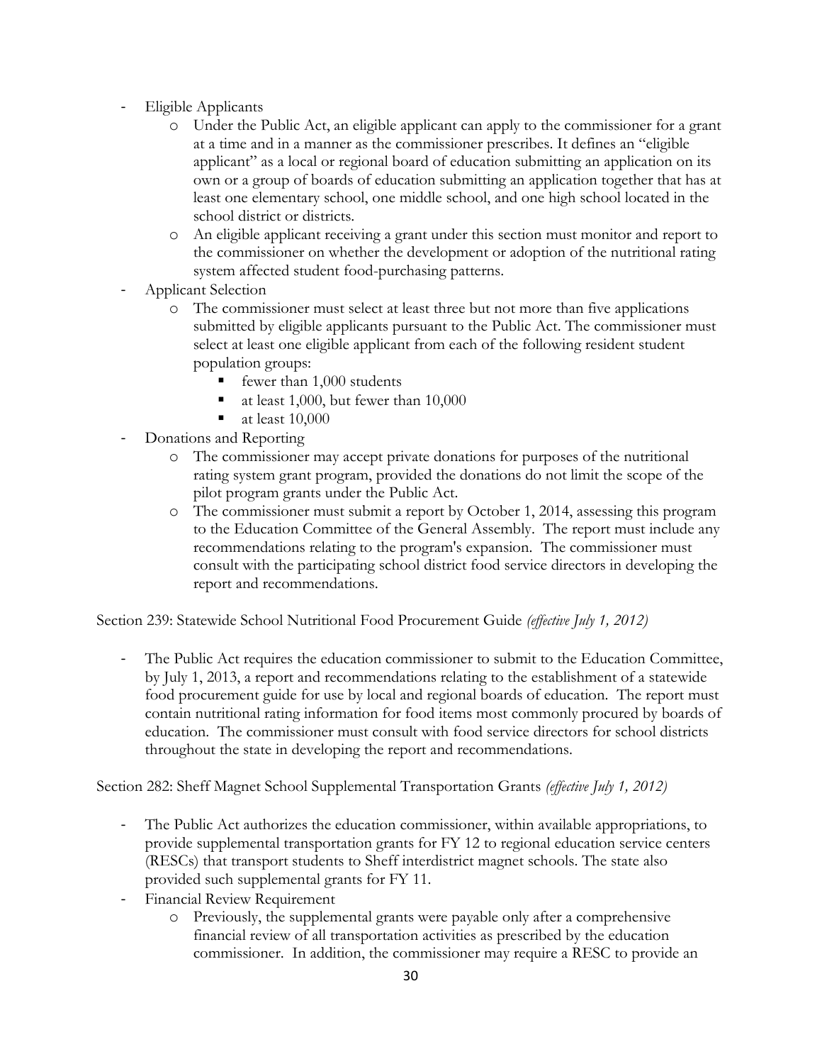- Eligible Applicants
  - Under the Public Act, an eligible applicant can apply to the commissioner for a grant at a time and in a manner as the commissioner prescribes. It defines an "eligible applicant" as a local or regional board of education submitting an application on its own or a group of boards of education submitting an application together that has at least one elementary school, one middle school, and one high school located in the school district or districts.
  - An eligible applicant receiving a grant under this section must monitor and report to the commissioner on whether the development or adoption of the nutritional rating system affected student food-purchasing patterns.
- Applicant Selection
  - The commissioner must select at least three but not more than five applications submitted by eligible applicants pursuant to the Public Act. The commissioner must select at least one eligible applicant from each of the following resident student population groups:
    - fewer than 1,000 students
    - at least 1,000, but fewer than 10,000
    - at least 10,000
- Donations and Reporting
  - The commissioner may accept private donations for purposes of the nutritional rating system grant program, provided the donations do not limit the scope of the pilot program grants under the Public Act.
  - The commissioner must submit a report by October 1, 2014, assessing this program to the Education Committee of the General Assembly. The report must include any recommendations relating to the program's expansion. The commissioner must consult with the participating school district food service directors in developing the report and recommendations.

Section 239: Statewide School Nutritional Food Procurement Guide *(effective July 1, 2012)*

- The Public Act requires the education commissioner to submit to the Education Committee, by July 1, 2013, a report and recommendations relating to the establishment of a statewide food procurement guide for use by local and regional boards of education. The report must contain nutritional rating information for food items most commonly procured by boards of education. The commissioner must consult with food service directors for school districts throughout the state in developing the report and recommendations.

Section 282: Sheff Magnet School Supplemental Transportation Grants *(effective July 1, 2012)*

- The Public Act authorizes the education commissioner, within available appropriations, to provide supplemental transportation grants for FY 12 to regional education service centers (RESCs) that transport students to Sheff interdistrict magnet schools. The state also provided such supplemental grants for FY 11.
- Financial Review Requirement
  - Previously, the supplemental grants were payable only after a comprehensive financial review of all transportation activities as prescribed by the education commissioner. In addition, the commissioner may require a RESC to provide an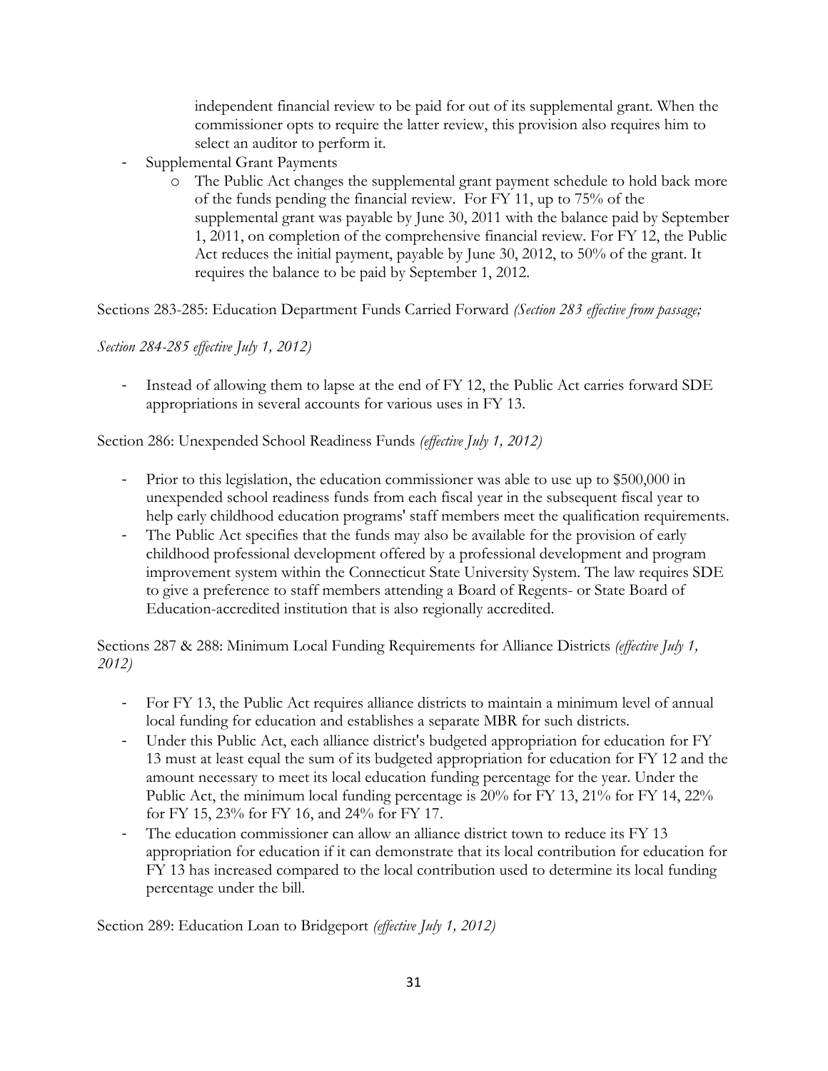independent financial review to be paid for out of its supplemental grant. When the commissioner opts to require the latter review, this provision also requires him to select an auditor to perform it.

- Supplemental Grant Payments
  - The Public Act changes the supplemental grant payment schedule to hold back more of the funds pending the financial review. For FY 11, up to 75% of the supplemental grant was payable by June 30, 2011 with the balance paid by September 1, 2011, on completion of the comprehensive financial review. For FY 12, the Public Act reduces the initial payment, payable by June 30, 2012, to 50% of the grant. It requires the balance to be paid by September 1, 2012.

Sections 283-285: Education Department Funds Carried Forward *(Section 283 effective from passage; Section 284-285 effective July 1, 2012)*

- Instead of allowing them to lapse at the end of FY 12, the Public Act carries forward SDE appropriations in several accounts for various uses in FY 13.

Section 286: Unexpended School Readiness Funds *(effective July 1, 2012)*

- Prior to this legislation, the education commissioner was able to use up to $500,000 in unexpended school readiness funds from each fiscal year in the subsequent fiscal year to help early childhood education programs' staff members meet the qualification requirements.
- The Public Act specifies that the funds may also be available for the provision of early childhood professional development offered by a professional development and program improvement system within the Connecticut State University System. The law requires SDE to give a preference to staff members attending a Board of Regents- or State Board of Education-accredited institution that is also regionally accredited.

Sections 287 & 288: Minimum Local Funding Requirements for Alliance Districts *(effective July 1, 2012)*

- For FY 13, the Public Act requires alliance districts to maintain a minimum level of annual local funding for education and establishes a separate MBR for such districts.
- Under this Public Act, each alliance district's budgeted appropriation for education for FY 13 must at least equal the sum of its budgeted appropriation for education for FY 12 and the amount necessary to meet its local education funding percentage for the year. Under the Public Act, the minimum local funding percentage is 20% for FY 13, 21% for FY 14, 22% for FY 15, 23% for FY 16, and 24% for FY 17.
- The education commissioner can allow an alliance district town to reduce its FY 13 appropriation for education if it can demonstrate that its local contribution for education for FY 13 has increased compared to the local contribution used to determine its local funding percentage under the bill.

Section 289: Education Loan to Bridgeport *(effective July 1, 2012)*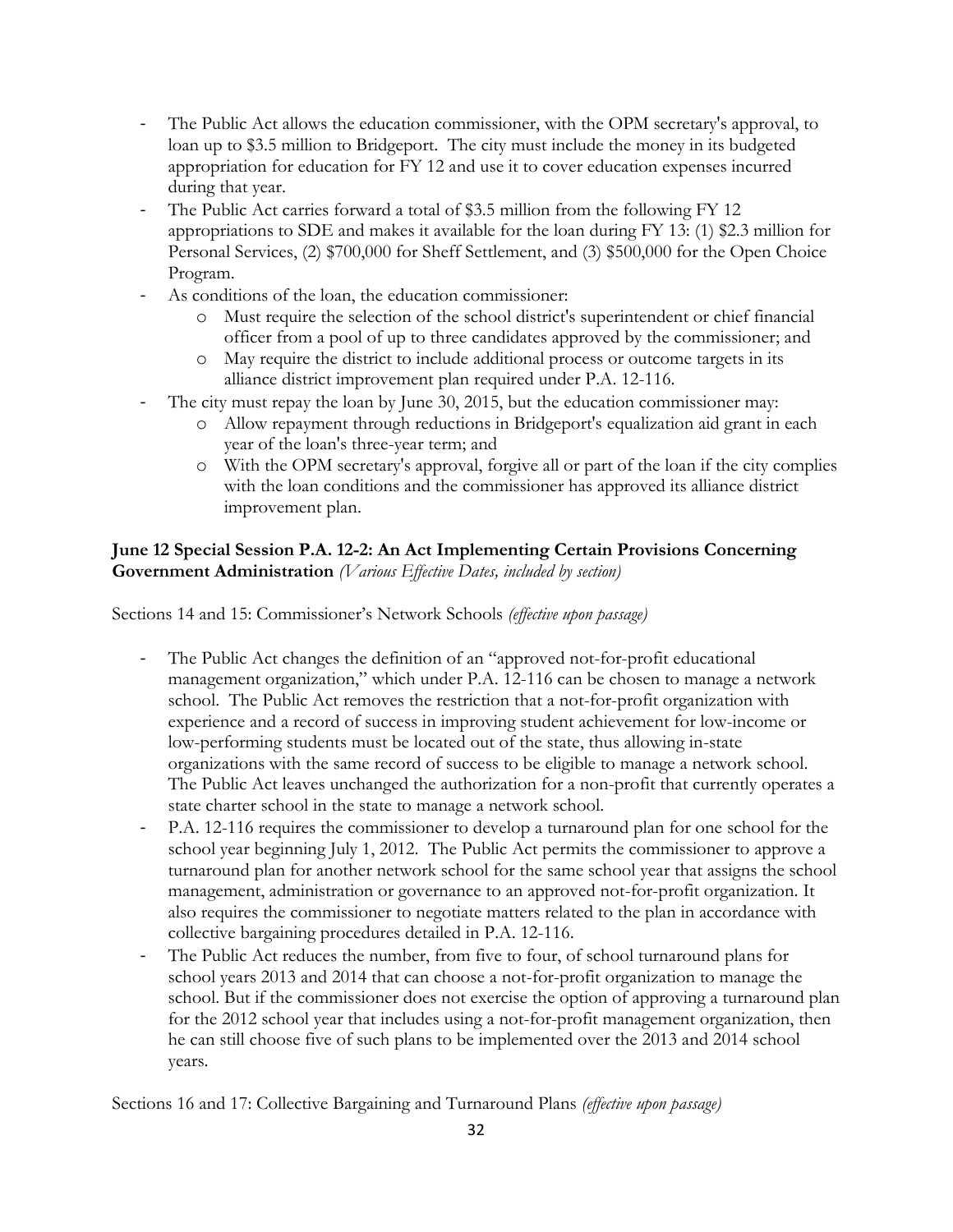- The Public Act allows the education commissioner, with the OPM secretary's approval, to loan up to $3.5 million to Bridgeport. The city must include the money in its budgeted appropriation for education for FY 12 and use it to cover education expenses incurred during that year.
- The Public Act carries forward a total of $3.5 million from the following FY 12 appropriations to SDE and makes it available for the loan during FY 13: (1) $2.3 million for Personal Services, (2) $700,000 for Sheff Settlement, and (3) $500,000 for the Open Choice Program.
- As conditions of the loan, the education commissioner:
  - Must require the selection of the school district's superintendent or chief financial officer from a pool of up to three candidates approved by the commissioner; and
  - May require the district to include additional process or outcome targets in its alliance district improvement plan required under P.A. 12-116.
- The city must repay the loan by June 30, 2015, but the education commissioner may:
  - Allow repayment through reductions in Bridgeport's equalization aid grant in each year of the loan's three-year term; and
  - With the OPM secretary's approval, forgive all or part of the loan if the city complies with the loan conditions and the commissioner has approved its alliance district improvement plan.

**June 12 Special Session P.A. 12-2: An Act Implementing Certain Provisions Concerning Government Administration** *(Various Effective Dates, included by section)*

Sections 14 and 15: Commissioner's Network Schools *(effective upon passage)*

- The Public Act changes the definition of an "approved not-for-profit educational management organization," which under P.A. 12-116 can be chosen to manage a network school. The Public Act removes the restriction that a not-for-profit organization with experience and a record of success in improving student achievement for low-income or low-performing students must be located out of the state, thus allowing in-state organizations with the same record of success to be eligible to manage a network school. The Public Act leaves unchanged the authorization for a non-profit that currently operates a state charter school in the state to manage a network school.
- P.A. 12-116 requires the commissioner to develop a turnaround plan for one school for the school year beginning July 1, 2012. The Public Act permits the commissioner to approve a turnaround plan for another network school for the same school year that assigns the school management, administration or governance to an approved not-for-profit organization. It also requires the commissioner to negotiate matters related to the plan in accordance with collective bargaining procedures detailed in P.A. 12-116.
- The Public Act reduces the number, from five to four, of school turnaround plans for school years 2013 and 2014 that can choose a not-for-profit organization to manage the school. But if the commissioner does not exercise the option of approving a turnaround plan for the 2012 school year that includes using a not-for-profit management organization, then he can still choose five of such plans to be implemented over the 2013 and 2014 school years.

Sections 16 and 17: Collective Bargaining and Turnaround Plans *(effective upon passage)*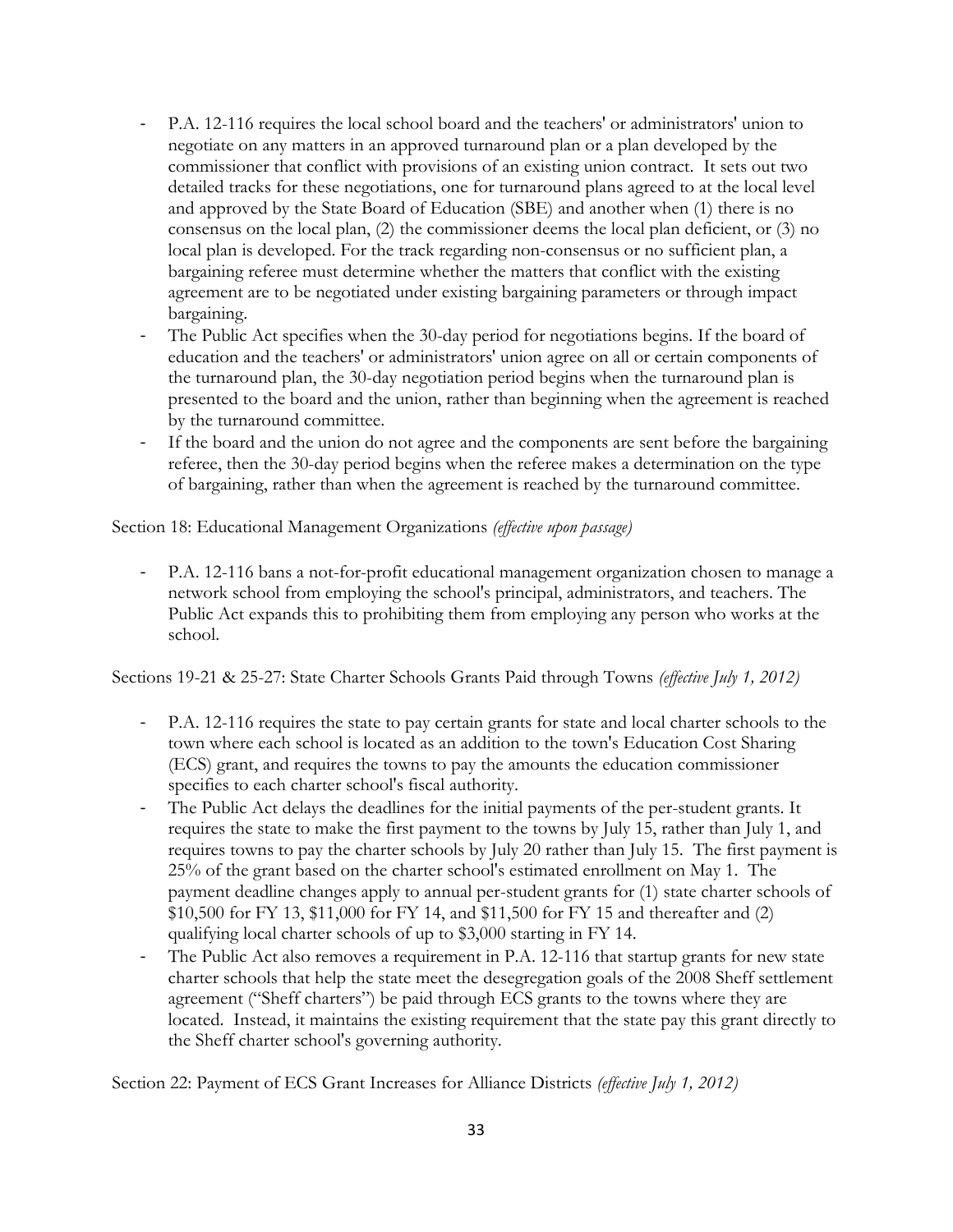- P.A. 12-116 requires the local school board and the teachers' or administrators' union to negotiate on any matters in an approved turnaround plan or a plan developed by the commissioner that conflict with provisions of an existing union contract. It sets out two detailed tracks for these negotiations, one for turnaround plans agreed to at the local level and approved by the State Board of Education (SBE) and another when (1) there is no consensus on the local plan, (2) the commissioner deems the local plan deficient, or (3) no local plan is developed. For the track regarding non-consensus or no sufficient plan, a bargaining referee must determine whether the matters that conflict with the existing agreement are to be negotiated under existing bargaining parameters or through impact bargaining.
- The Public Act specifies when the 30-day period for negotiations begins. If the board of education and the teachers' or administrators' union agree on all or certain components of the turnaround plan, the 30-day negotiation period begins when the turnaround plan is presented to the board and the union, rather than beginning when the agreement is reached by the turnaround committee.
- If the board and the union do not agree and the components are sent before the bargaining referee, then the 30-day period begins when the referee makes a determination on the type of bargaining, rather than when the agreement is reached by the turnaround committee.

Section 18: Educational Management Organizations *(effective upon passage)*

- P.A. 12-116 bans a not-for-profit educational management organization chosen to manage a network school from employing the school's principal, administrators, and teachers. The Public Act expands this to prohibiting them from employing any person who works at the school.

Sections 19-21 & 25-27: State Charter Schools Grants Paid through Towns *(effective July 1, 2012)*

- P.A. 12-116 requires the state to pay certain grants for state and local charter schools to the town where each school is located as an addition to the town's Education Cost Sharing (ECS) grant, and requires the towns to pay the amounts the education commissioner specifies to each charter school's fiscal authority.
- The Public Act delays the deadlines for the initial payments of the per-student grants. It requires the state to make the first payment to the towns by July 15, rather than July 1, and requires towns to pay the charter schools by July 20 rather than July 15. The first payment is 25% of the grant based on the charter school's estimated enrollment on May 1. The payment deadline changes apply to annual per-student grants for (1) state charter schools of $10,500 for FY 13, $11,000 for FY 14, and $11,500 for FY 15 and thereafter and (2) qualifying local charter schools of up to $3,000 starting in FY 14.
- The Public Act also removes a requirement in P.A. 12-116 that startup grants for new state charter schools that help the state meet the desegregation goals of the 2008 Sheff settlement agreement ("Sheff charters") be paid through ECS grants to the towns where they are located. Instead, it maintains the existing requirement that the state pay this grant directly to the Sheff charter school's governing authority.

Section 22: Payment of ECS Grant Increases for Alliance Districts *(effective July 1, 2012)*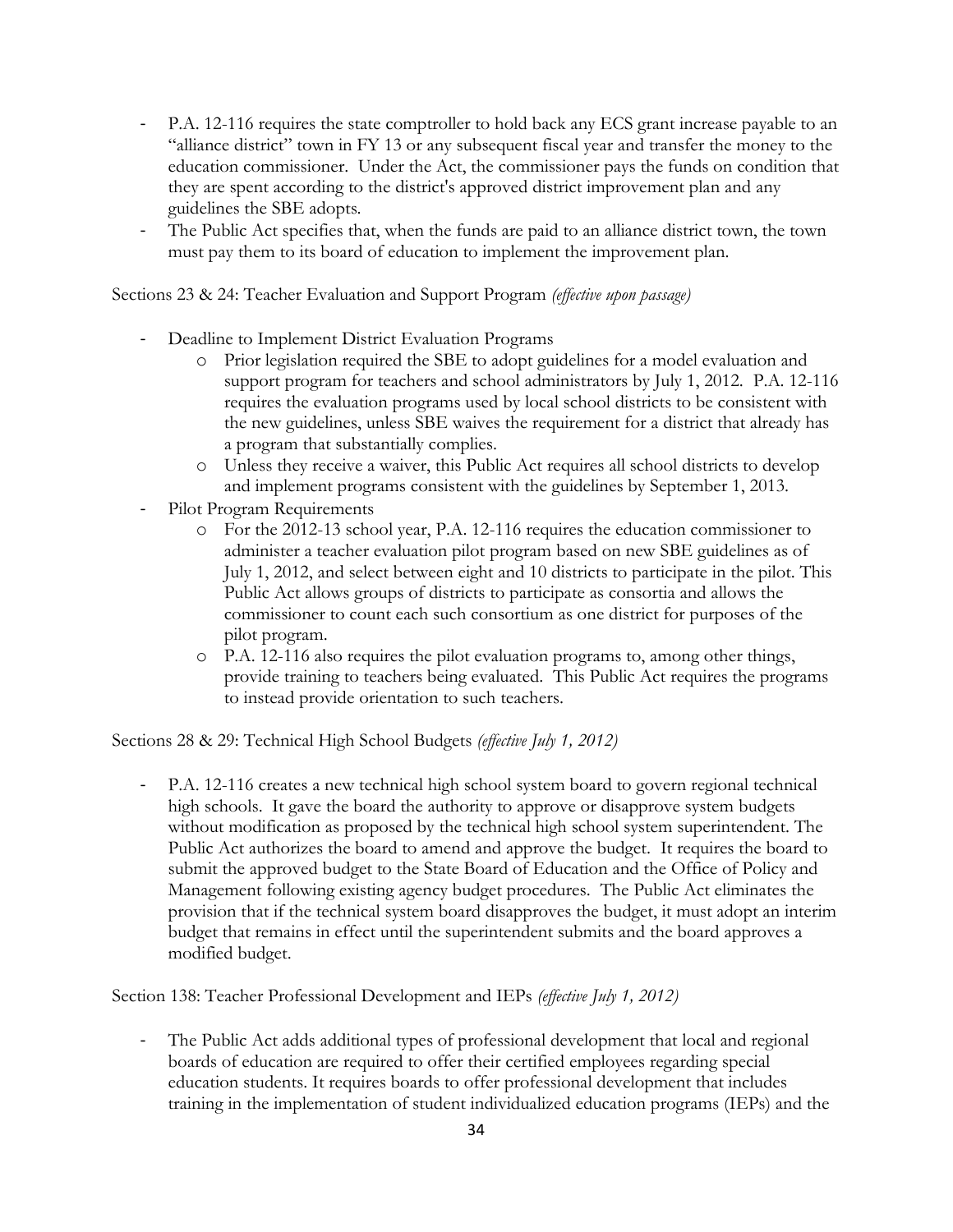- P.A. 12-116 requires the state comptroller to hold back any ECS grant increase payable to an "alliance district" town in FY 13 or any subsequent fiscal year and transfer the money to the education commissioner. Under the Act, the commissioner pays the funds on condition that they are spent according to the district's approved district improvement plan and any guidelines the SBE adopts.
- The Public Act specifies that, when the funds are paid to an alliance district town, the town must pay them to its board of education to implement the improvement plan.

Sections 23 & 24: Teacher Evaluation and Support Program *(effective upon passage)*

- Deadline to Implement District Evaluation Programs
  - Prior legislation required the SBE to adopt guidelines for a model evaluation and support program for teachers and school administrators by July 1, 2012. P.A. 12-116 requires the evaluation programs used by local school districts to be consistent with the new guidelines, unless SBE waives the requirement for a district that already has a program that substantially complies.
  - Unless they receive a waiver, this Public Act requires all school districts to develop and implement programs consistent with the guidelines by September 1, 2013.
- Pilot Program Requirements
  - For the 2012-13 school year, P.A. 12-116 requires the education commissioner to administer a teacher evaluation pilot program based on new SBE guidelines as of July 1, 2012, and select between eight and 10 districts to participate in the pilot. This Public Act allows groups of districts to participate as consortia and allows the commissioner to count each such consortium as one district for purposes of the pilot program.
  - P.A. 12-116 also requires the pilot evaluation programs to, among other things, provide training to teachers being evaluated. This Public Act requires the programs to instead provide orientation to such teachers.

Sections 28 & 29: Technical High School Budgets *(effective July 1, 2012)*

- P.A. 12-116 creates a new technical high school system board to govern regional technical high schools. It gave the board the authority to approve or disapprove system budgets without modification as proposed by the technical high school system superintendent. The Public Act authorizes the board to amend and approve the budget. It requires the board to submit the approved budget to the State Board of Education and the Office of Policy and Management following existing agency budget procedures. The Public Act eliminates the provision that if the technical system board disapproves the budget, it must adopt an interim budget that remains in effect until the superintendent submits and the board approves a modified budget.

Section 138: Teacher Professional Development and IEPs *(effective July 1, 2012)*

- The Public Act adds additional types of professional development that local and regional boards of education are required to offer their certified employees regarding special education students. It requires boards to offer professional development that includes training in the implementation of student individualized education programs (IEPs) and the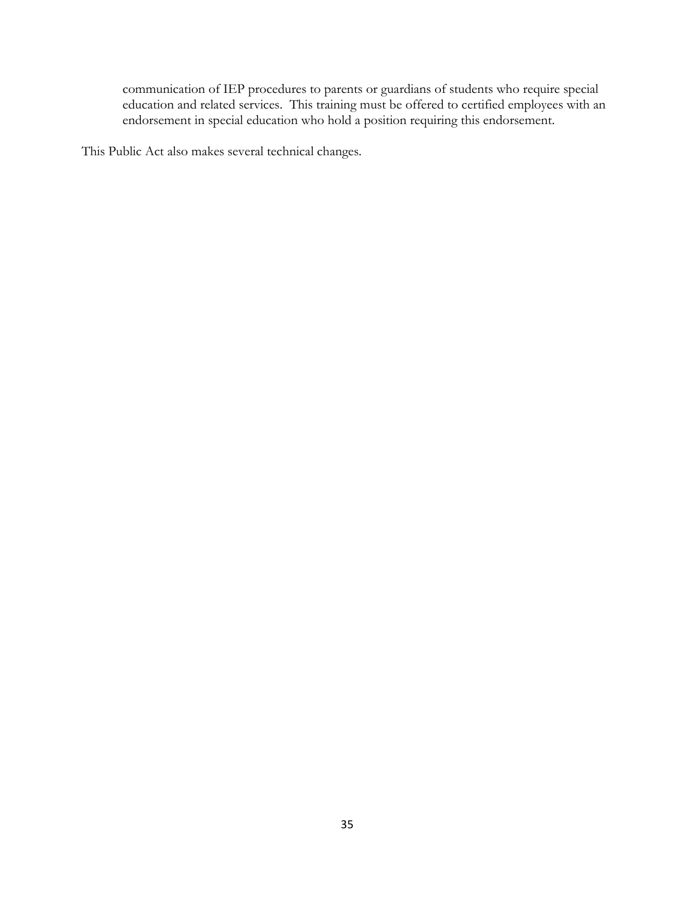communication of IEP procedures to parents or guardians of students who require special education and related services. This training must be offered to certified employees with an endorsement in special education who hold a position requiring this endorsement.

This Public Act also makes several technical changes.